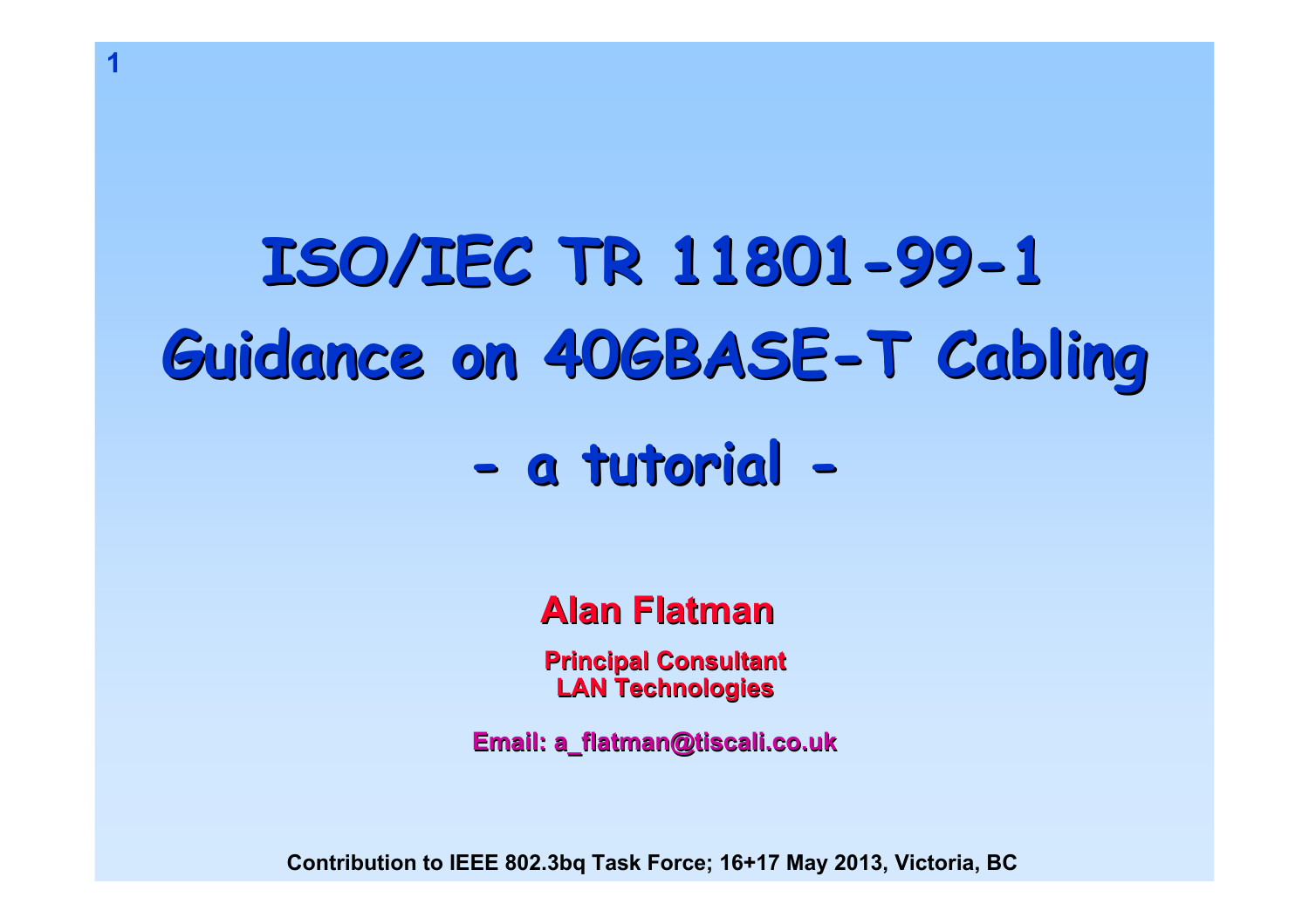# ISO/IEC TR 11801-99-1 Guidance on 40GBASE-T Cabling

## - a tutorial -

**Alan Flatman**

**Principal Consultant**
**LAN Technologies**

**Email: a_flatman@tiscali.co.uk**

**Contribution to IEEE 802.3bq Task Force; 16+17 May 2013, Victoria, BC**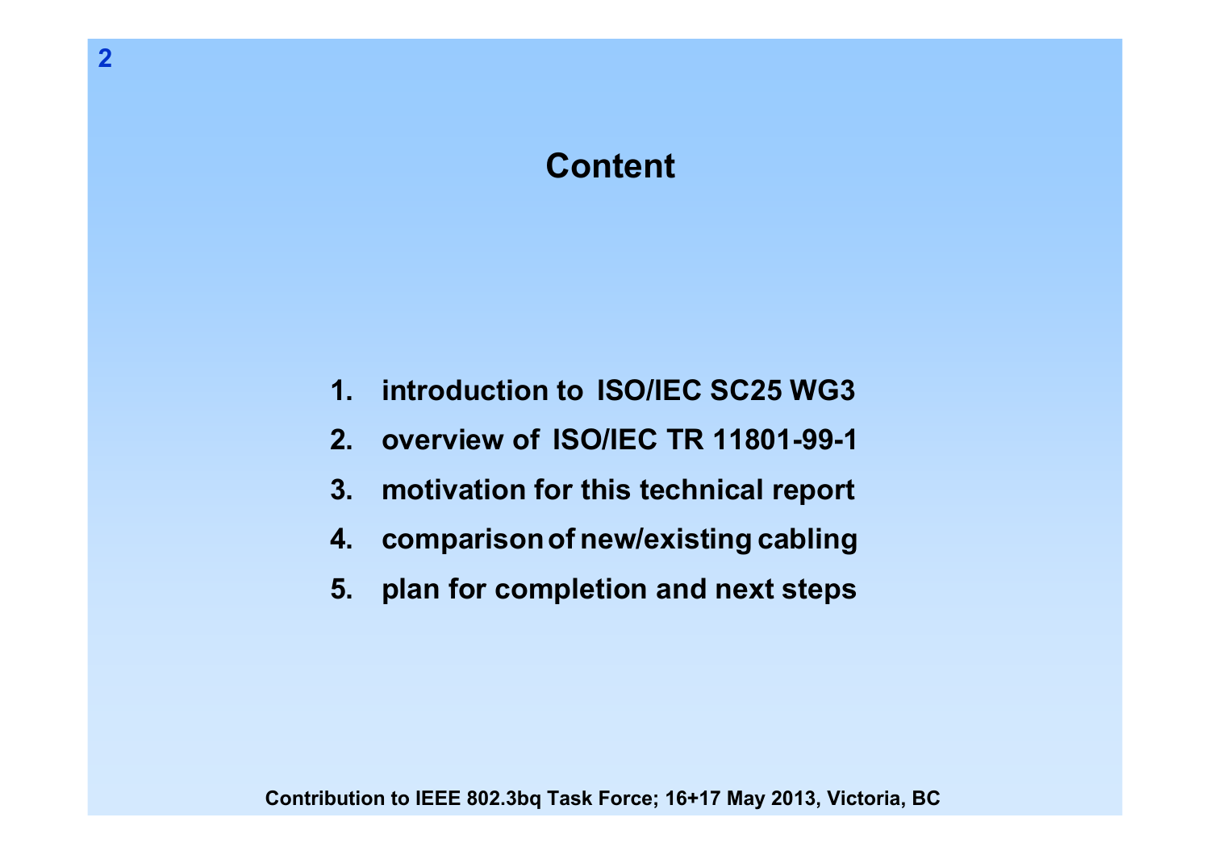# Content

1. introduction to ISO/IEC SC25 WG3
2. overview of ISO/IEC TR 11801-99-1
3. motivation for this technical report
4. comparison of new/existing cabling
5. plan for completion and next steps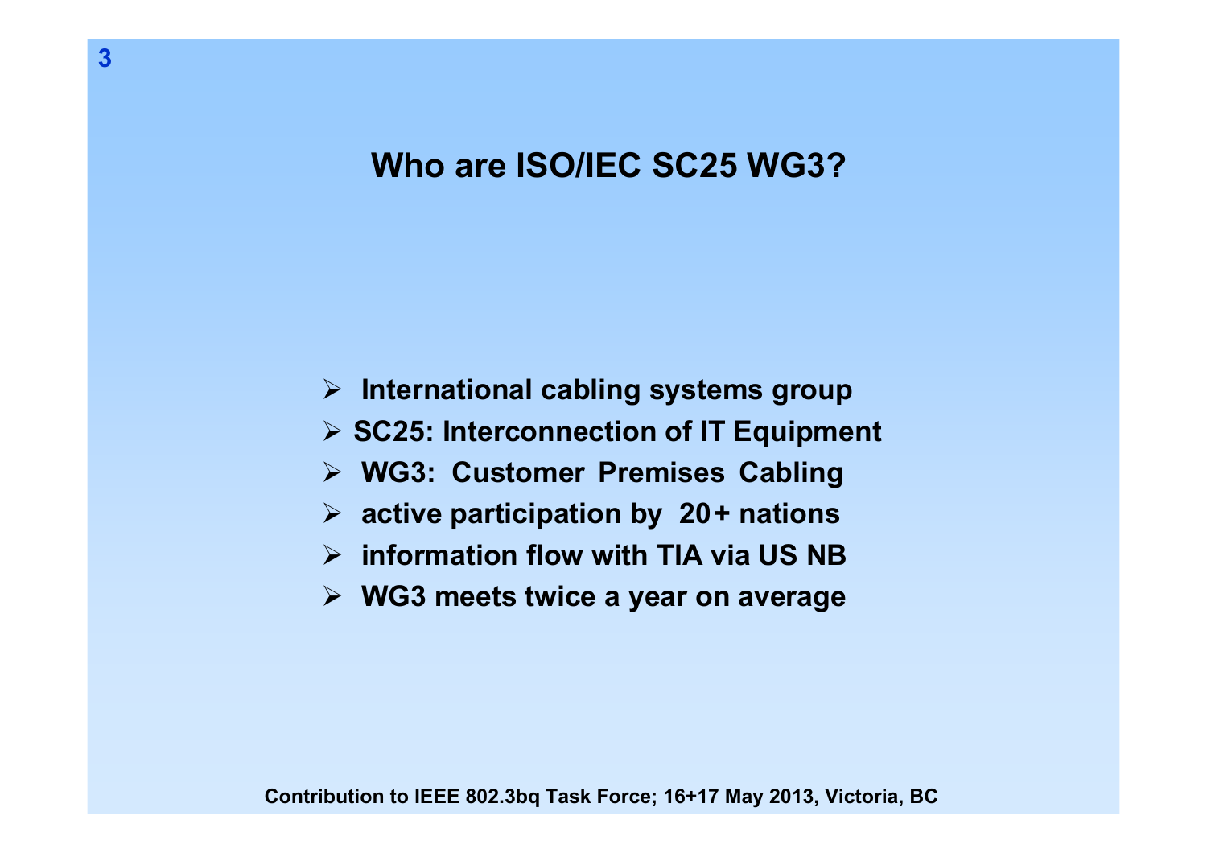# Who are ISO/IEC SC25 WG3?

- International cabling systems group
- SC25: Interconnection of IT Equipment
- WG3: Customer Premises Cabling
- active participation by 20+ nations
- information flow with TIA via US NB
- WG3 meets twice a year on average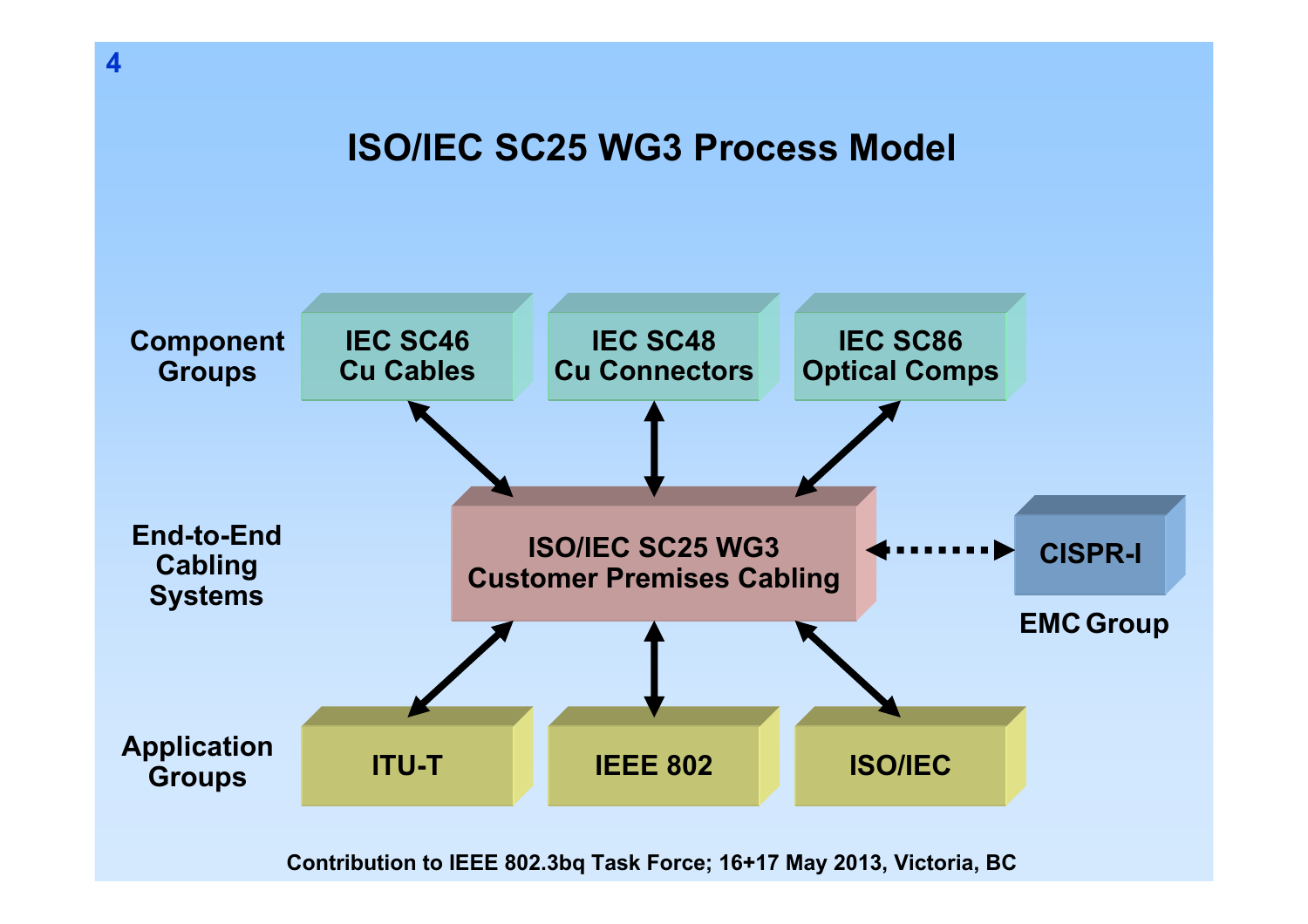# ISO/IEC SC25 WG3 Process Model

**Component Groups**

- IEC SC46 Cu Cables
- IEC SC48 Cu Connectors
- IEC SC86 Optical Comps

**End-to-End Cabling Systems**

- ISO/IEC SC25 WG3 Customer Premises Cabling

**EMC Group**

- CISPR-I

**Application Groups**

- ITU-T
- IEEE 802
- ISO/IEC

Contribution to IEEE 802.3bq Task Force; 16+17 May 2013, Victoria, BC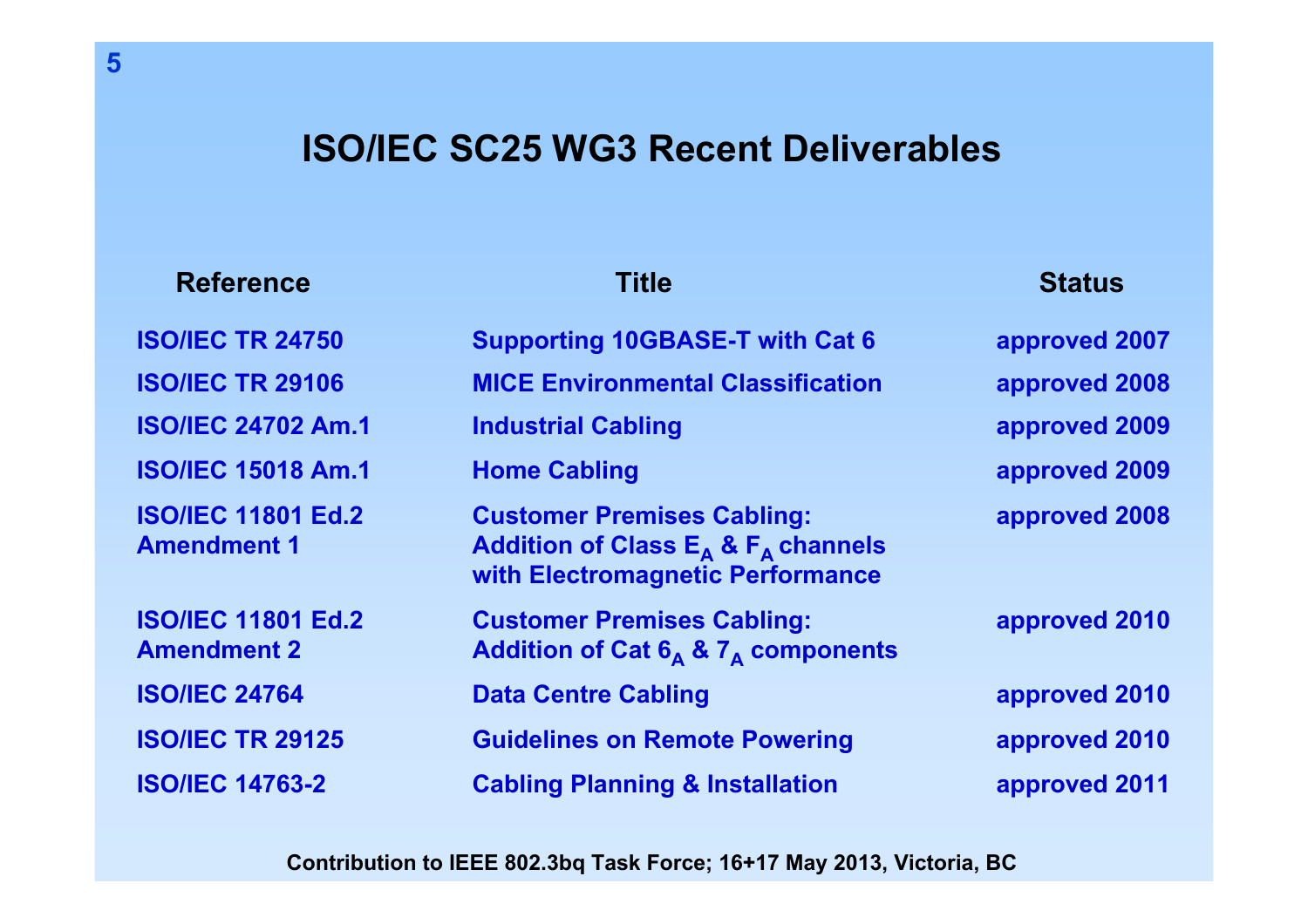# ISO/IEC SC25 WG3 Recent Deliverables

| Reference | Title | Status |
|---|---|---|
| ISO/IEC TR 24750 | Supporting 10GBASE-T with Cat 6 | approved 2007 |
| ISO/IEC TR 29106 | MICE Environmental Classification | approved 2008 |
| ISO/IEC 24702 Am.1 | Industrial Cabling | approved 2009 |
| ISO/IEC 15018 Am.1 | Home Cabling | approved 2009 |
| ISO/IEC 11801 Ed.2 Amendment 1 | Customer Premises Cabling: Addition of Class $E_A$ & $F_A$ channels with Electromagnetic Performance | approved 2008 |
| ISO/IEC 11801 Ed.2 Amendment 2 | Customer Premises Cabling: Addition of Cat $6_A$ & $7_A$ components | approved 2010 |
| ISO/IEC 24764 | Data Centre Cabling | approved 2010 |
| ISO/IEC TR 29125 | Guidelines on Remote Powering | approved 2010 |
| ISO/IEC 14763-2 | Cabling Planning & Installation | approved 2011 |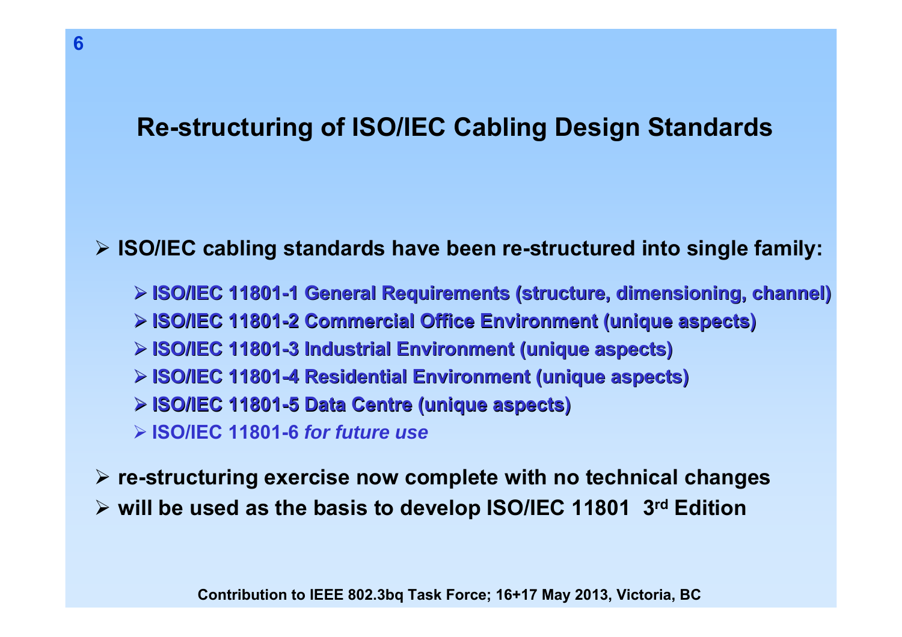# Re-structuring of ISO/IEC Cabling Design Standards

- ISO/IEC cabling standards have been re-structured into single family:
  - ISO/IEC 11801-1 General Requirements (structure, dimensioning, channel)
  - ISO/IEC 11801-2 Commercial Office Environment (unique aspects)
  - ISO/IEC 11801-3 Industrial Environment (unique aspects)
  - ISO/IEC 11801-4 Residential Environment (unique aspects)
  - ISO/IEC 11801-5 Data Centre (unique aspects)
  - ISO/IEC 11801-6 *for future use*
- re-structuring exercise now complete with no technical changes
- will be used as the basis to develop ISO/IEC 11801 3rd Edition

Contribution to IEEE 802.3bq Task Force; 16+17 May 2013, Victoria, BC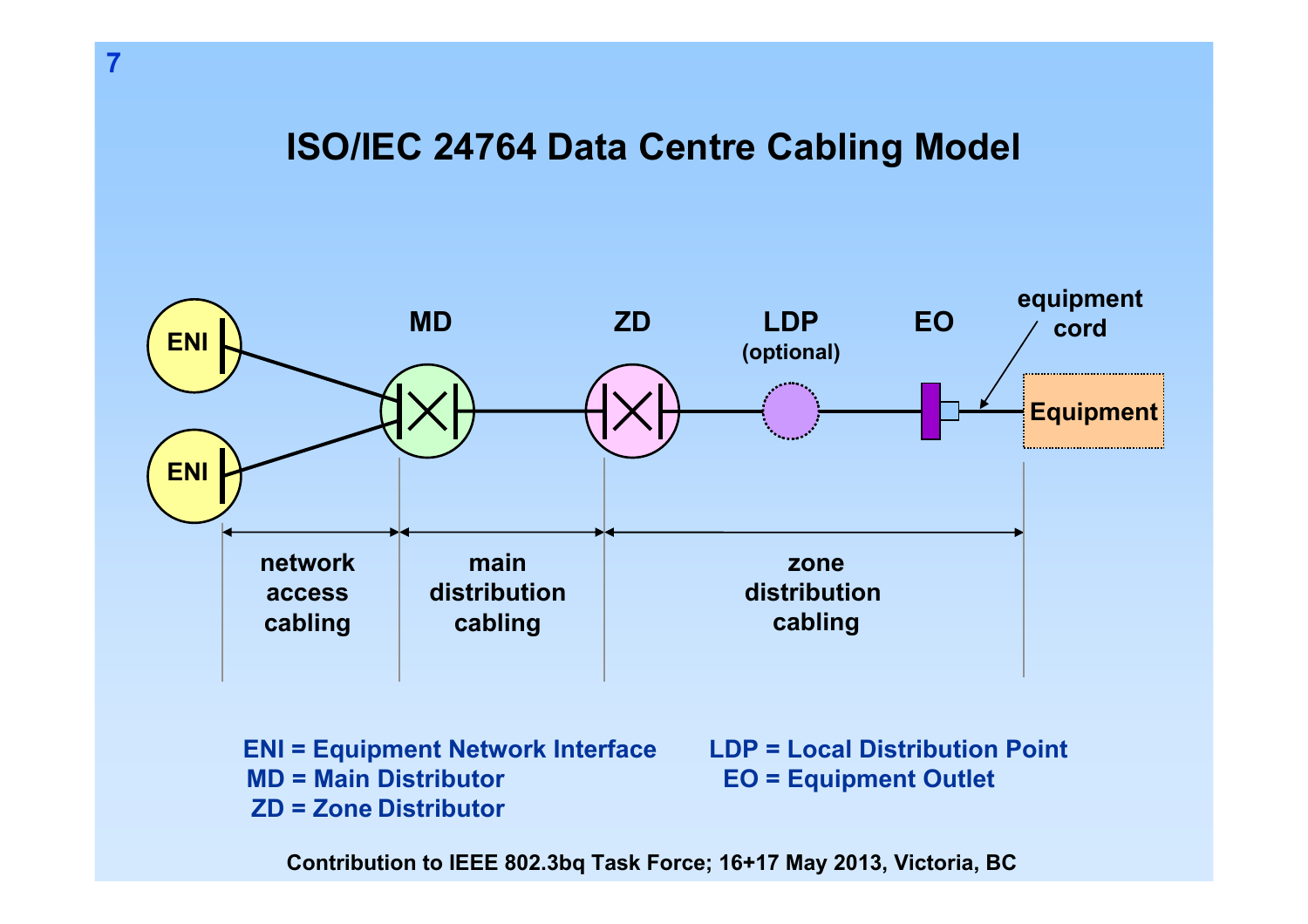# ISO/IEC 24764 Data Centre Cabling Model

ENI — MD — ZD — LDP (optional) — EO — equipment cord — Equipment

network access cabling | main distribution cabling | zone distribution cabling

ENI = Equipment Network Interface
MD = Main Distributor
ZD = Zone Distributor
LDP = Local Distribution Point
EO = Equipment Outlet

Contribution to IEEE 802.3bq Task Force; 16+17 May 2013, Victoria, BC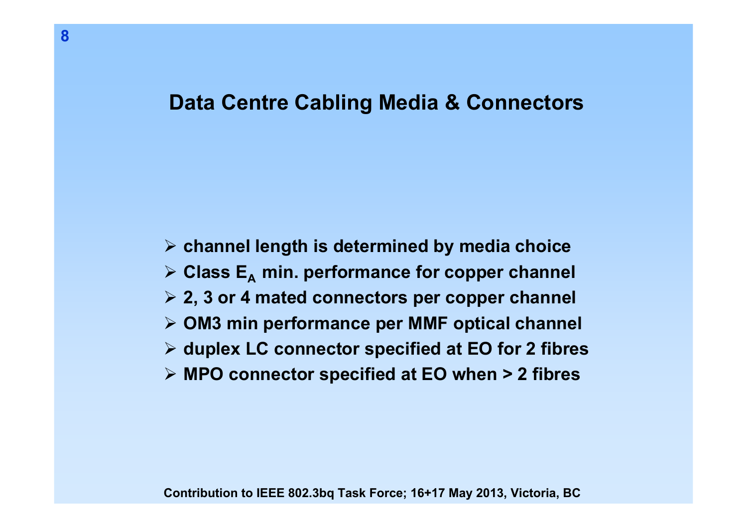# Data Centre Cabling Media & Connectors

- channel length is determined by media choice
- Class $E_A$ min. performance for copper channel
- 2, 3 or 4 mated connectors per copper channel
- OM3 min performance per MMF optical channel
- duplex LC connector specified at EO for 2 fibres
- MPO connector specified at EO when > 2 fibres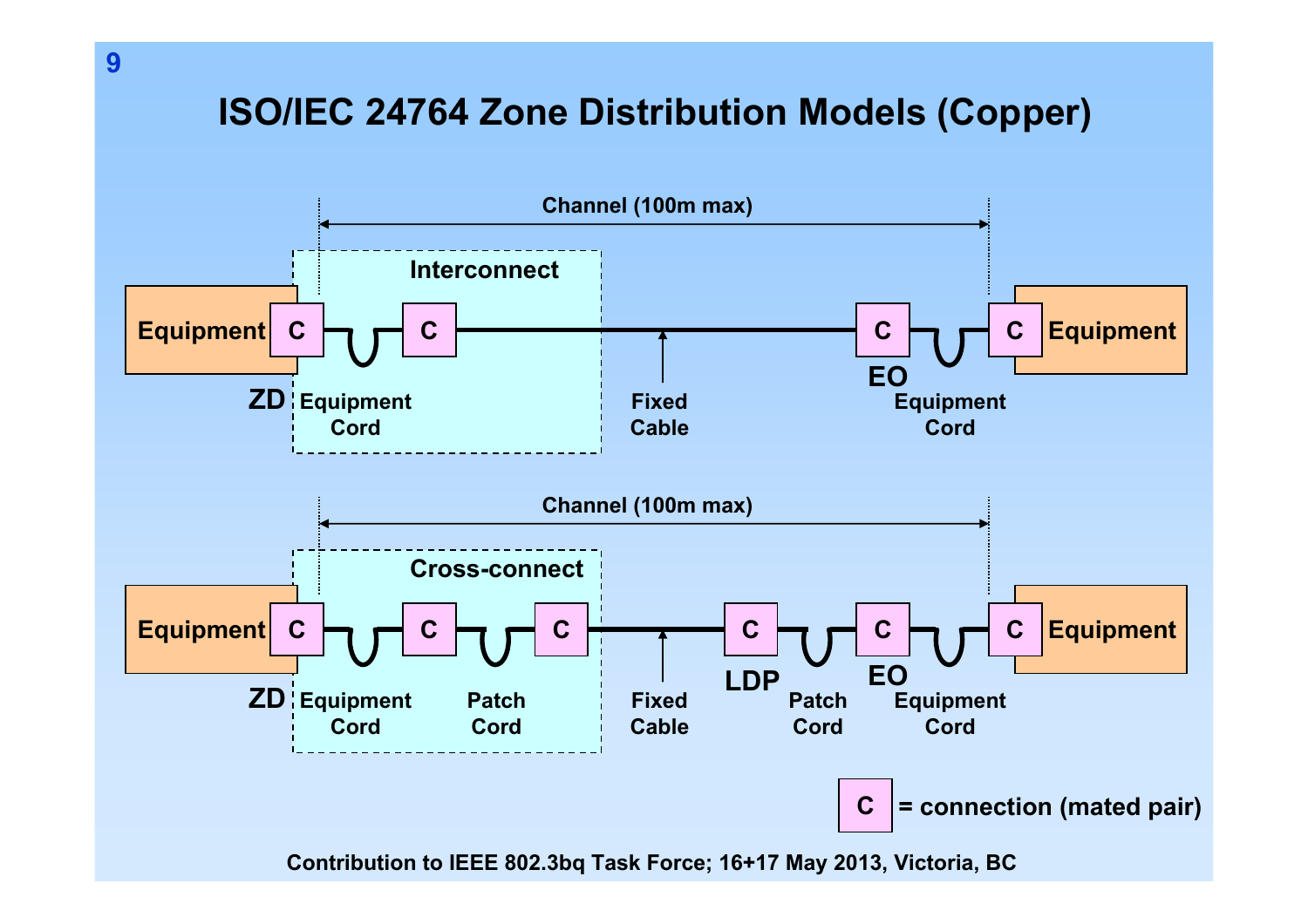# ISO/IEC 24764 Zone Distribution Models (Copper)

**Interconnect**

Channel (100m max)

Equipment — C (ZD) — Equipment Cord — C — Fixed Cable — C (EO) — Equipment Cord — C — Equipment

**Cross-connect**

Channel (100m max)

Equipment — C (ZD) — Equipment Cord — C — Patch Cord — C — Fixed Cable — C (LDP) — Patch Cord — C (EO) — Equipment Cord — C — Equipment

C = connection (mated pair)

Contribution to IEEE 802.3bq Task Force; 16+17 May 2013, Victoria, BC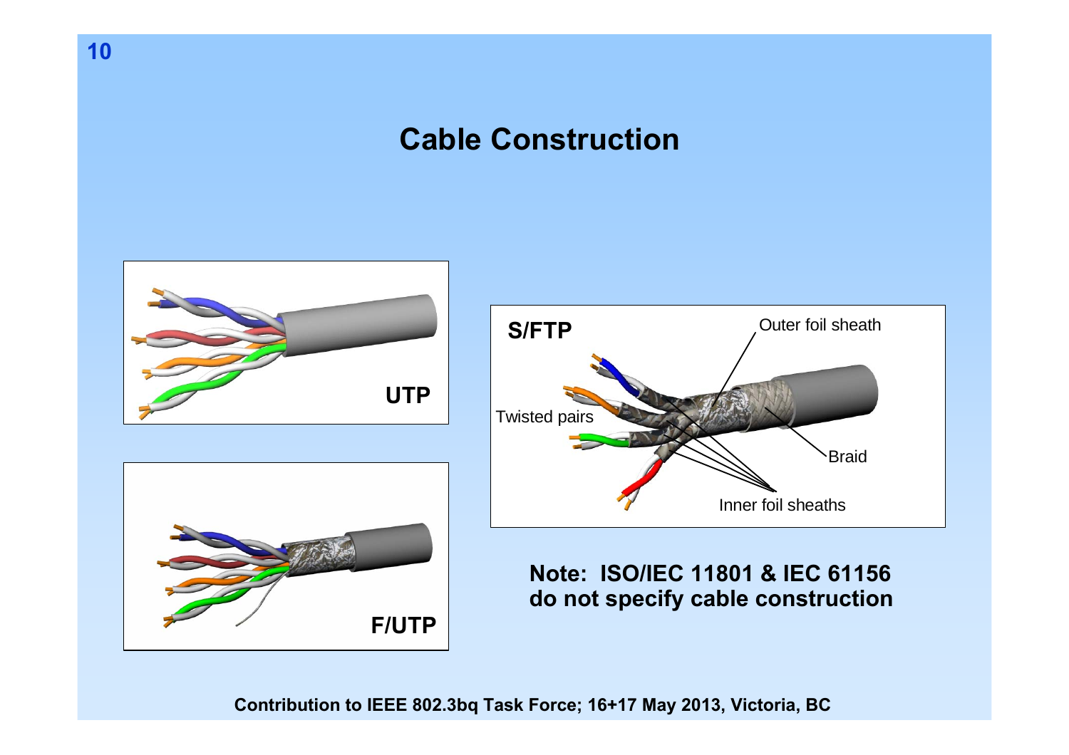# Cable Construction

UTP

F/UTP

S/FTP

Outer foil sheath

Twisted pairs

Braid

Inner foil sheaths

**Note: ISO/IEC 11801 & IEC 61156 do not specify cable construction**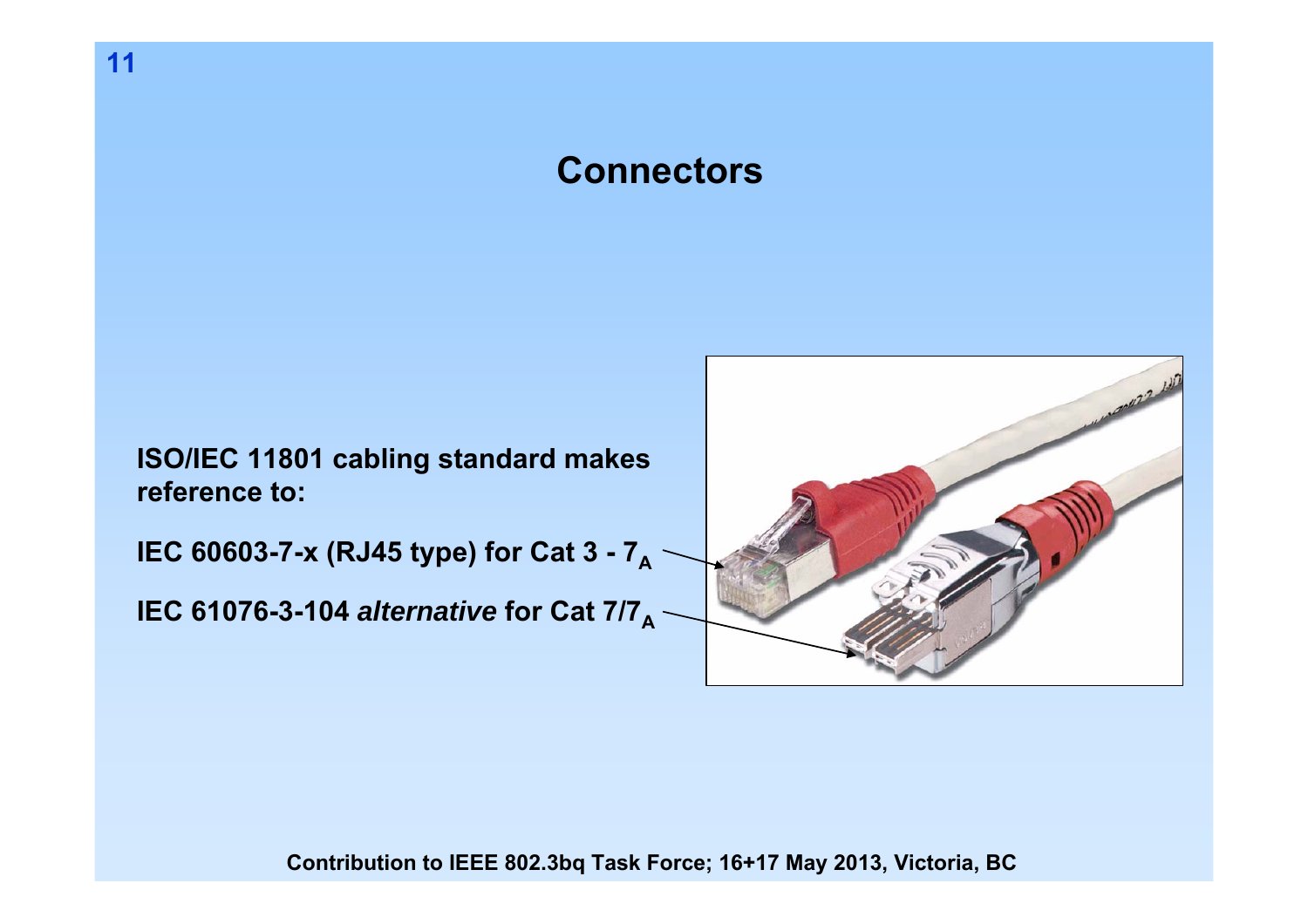# Connectors

**ISO/IEC 11801 cabling standard makes reference to:**

**IEC 60603-7-x (RJ45 type) for Cat 3 - $7_A$**

**IEC 61076-3-104 *alternative* for Cat $7/7_A$**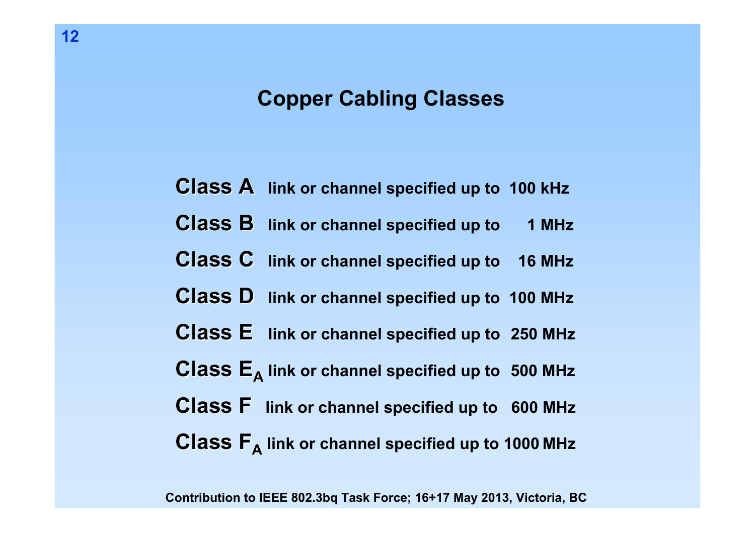# Copper Cabling Classes

**Class A** link or channel specified up to 100 kHz

**Class B** link or channel specified up to 1 MHz

**Class C** link or channel specified up to 16 MHz

**Class D** link or channel specified up to 100 MHz

**Class E** link or channel specified up to 250 MHz

**Class $E_A$** link or channel specified up to 500 MHz

**Class F** link or channel specified up to 600 MHz

**Class $F_A$** link or channel specified up to 1000 MHz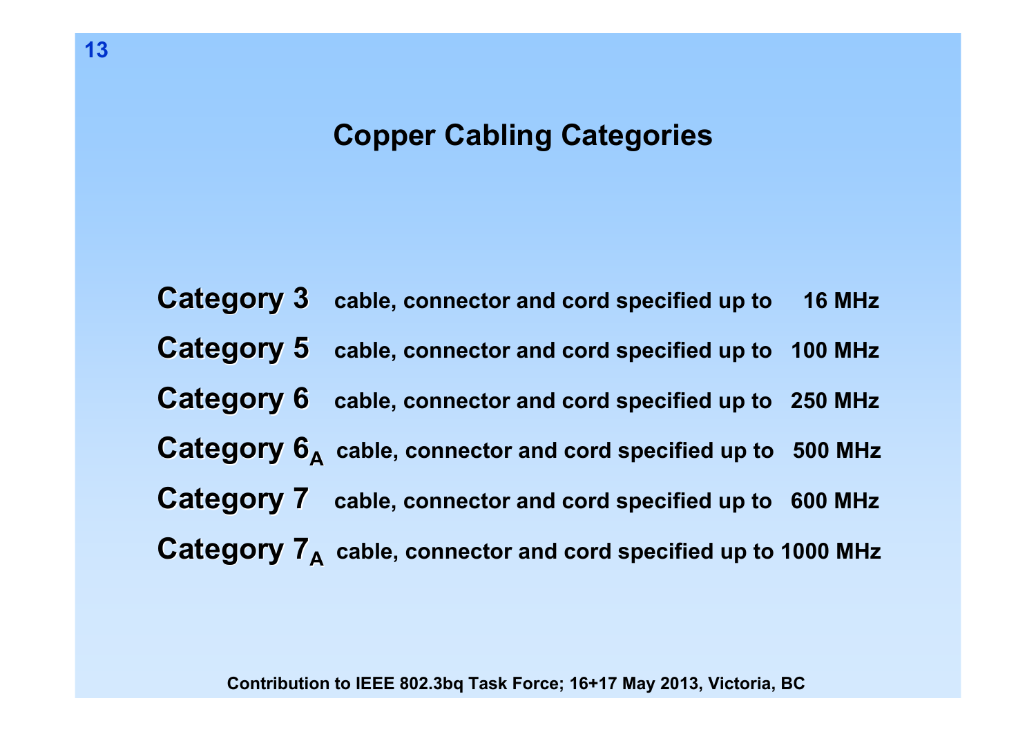# Copper Cabling Categories

**Category 3** cable, connector and cord specified up to 16 MHz

**Category 5** cable, connector and cord specified up to 100 MHz

**Category 6** cable, connector and cord specified up to 250 MHz

**Category $6_A$** cable, connector and cord specified up to 500 MHz

**Category 7** cable, connector and cord specified up to 600 MHz

**Category $7_A$** cable, connector and cord specified up to 1000 MHz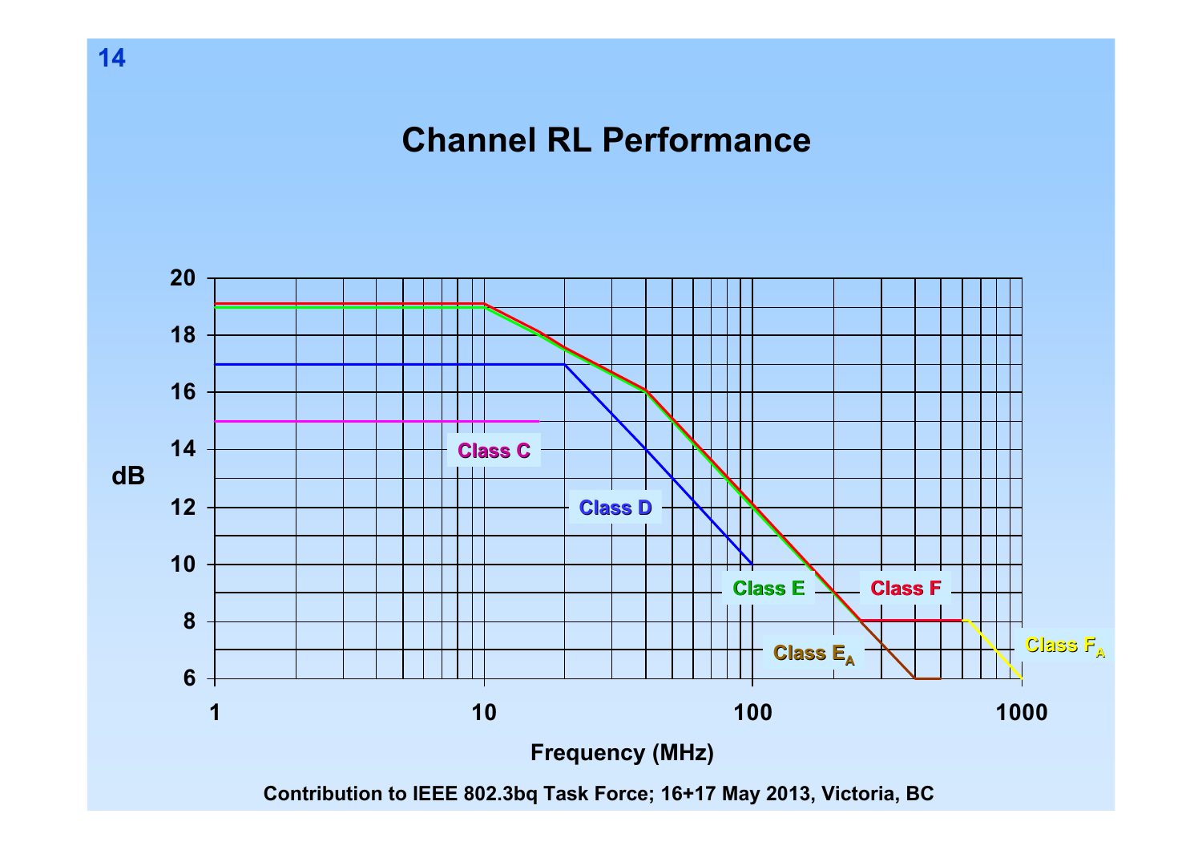# Channel RL Performance

| dB | 1 | 10 | 100 | 1000 |
|---|---|---|---|---|

Class C

Class D

Class E

Class F

Class $E_A$

Class $F_A$

Frequency (MHz)

Contribution to IEEE 802.3bq Task Force; 16+17 May 2013, Victoria, BC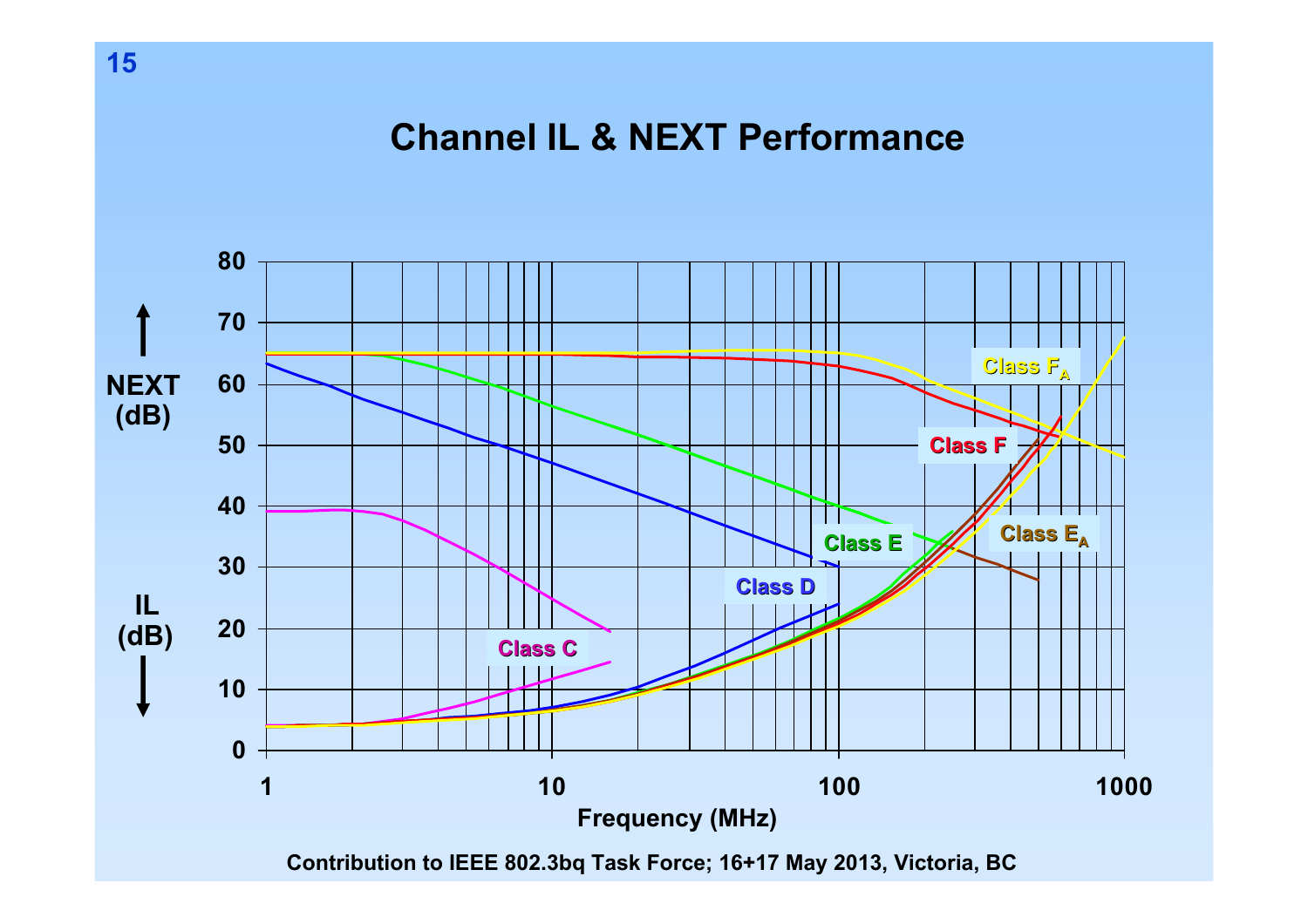# Channel IL & NEXT Performance

Contribution to IEEE 802.3bq Task Force; 16+17 May 2013, Victoria, BC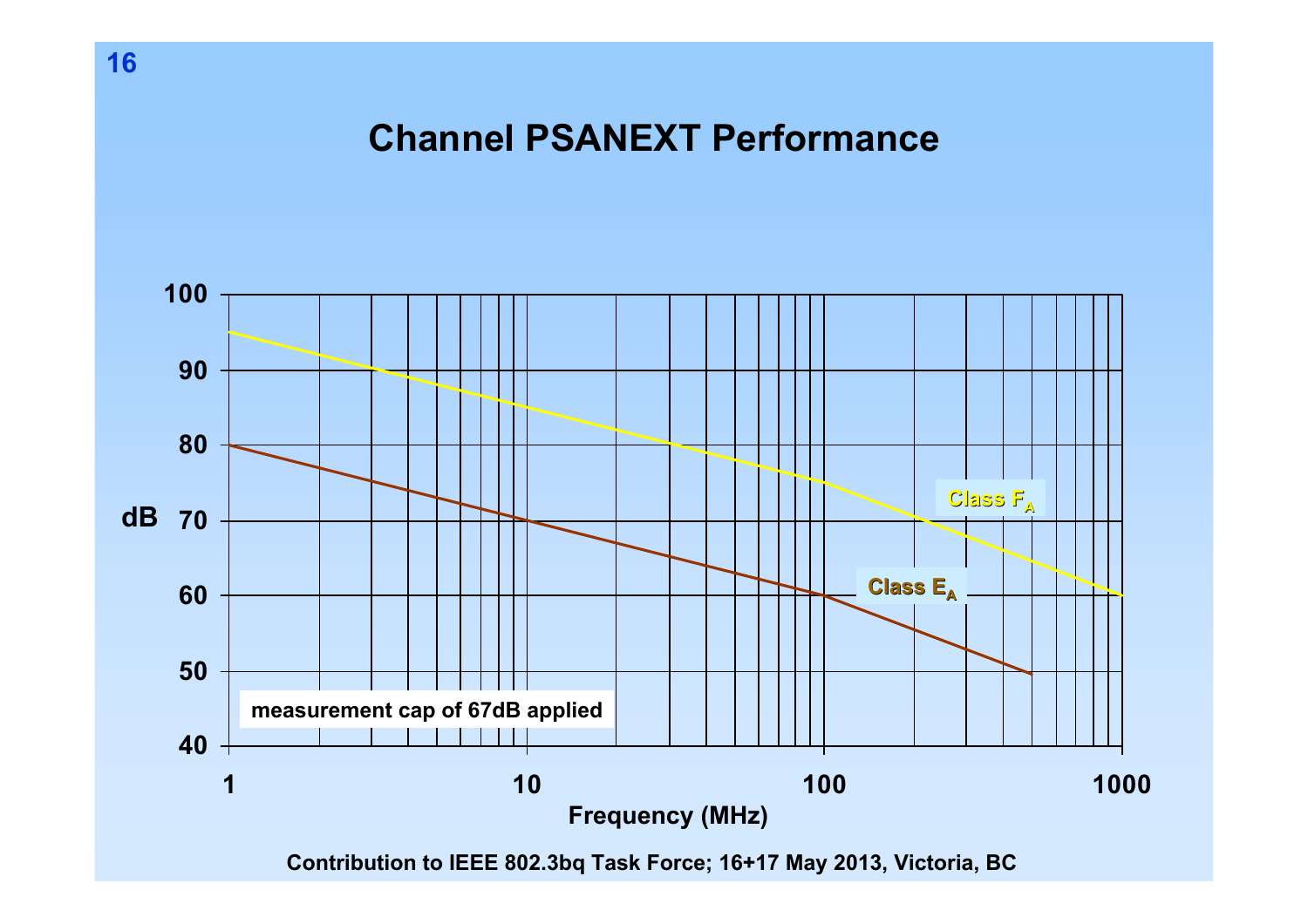# Channel PSANEXT Performance

dB

100, 90, 80, 70, 60, 50, 40

Class $F_A$

Class $E_A$

measurement cap of 67dB applied

1, 10, 100, 1000

Frequency (MHz)

Contribution to IEEE 802.3bq Task Force; 16+17 May 2013, Victoria, BC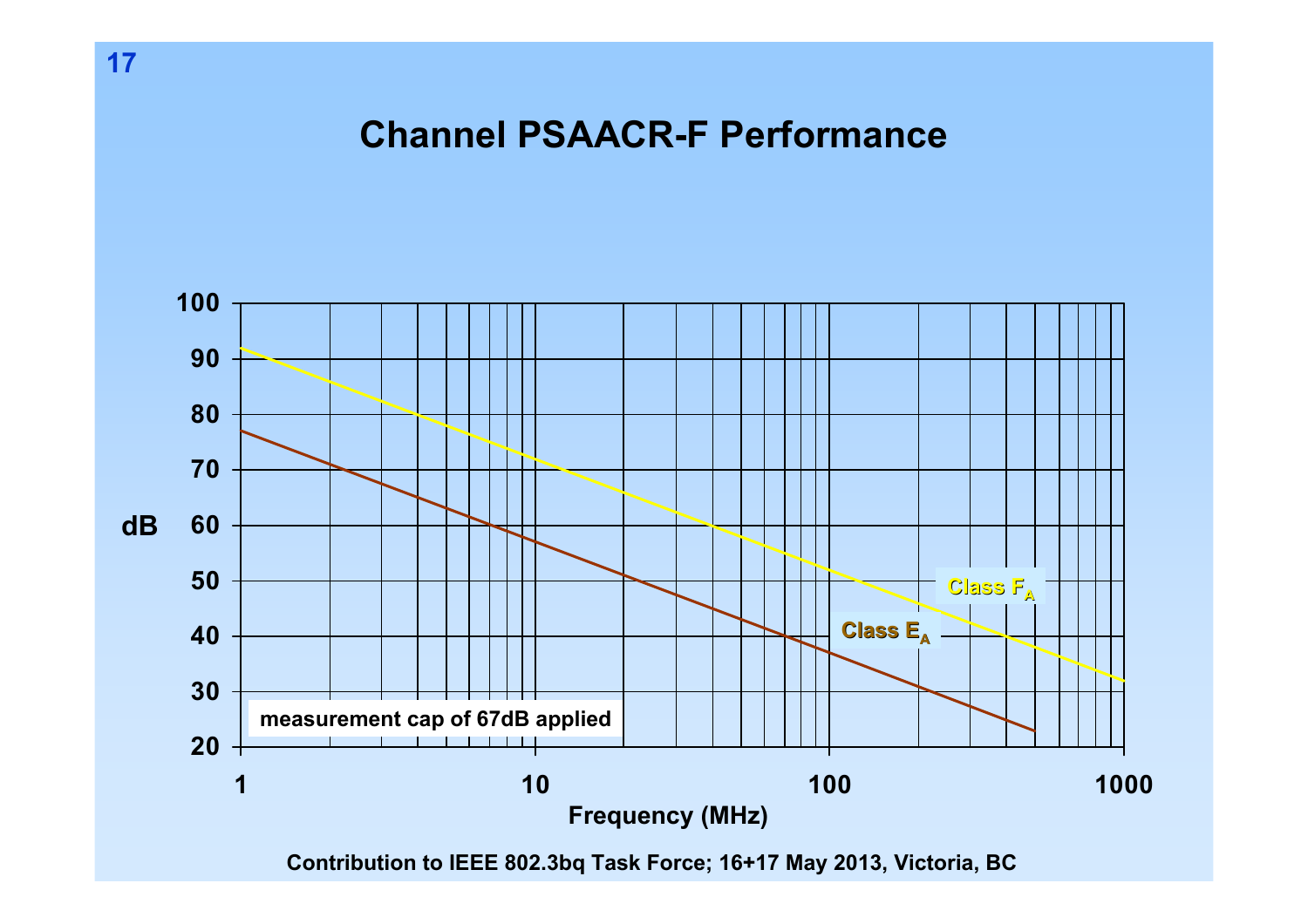# Channel PSAACR-F Performance

100

90

80

70

dB 60

50

40

30

20

measurement cap of 67dB applied

Class $F_A$

Class $E_A$

1 10 100 1000

Frequency (MHz)

Contribution to IEEE 802.3bq Task Force; 16+17 May 2013, Victoria, BC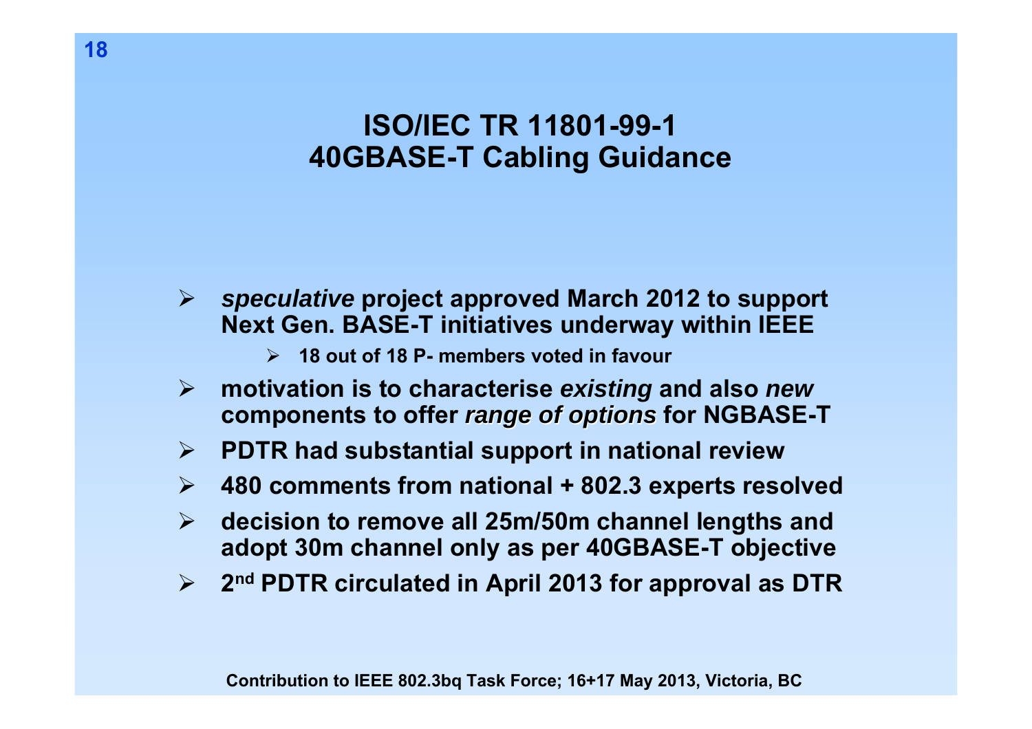# ISO/IEC TR 11801-99-1
# 40GBASE-T Cabling Guidance

- *speculative* project approved March 2012 to support Next Gen. BASE-T initiatives underway within IEEE
  - 18 out of 18 P- members voted in favour
- motivation is to characterise *existing* and also *new* components to offer *range of options* for NGBASE-T
- PDTR had substantial support in national review
- 480 comments from national + 802.3 experts resolved
- decision to remove all 25m/50m channel lengths and adopt 30m channel only as per 40GBASE-T objective
- 2nd PDTR circulated in April 2013 for approval as DTR

Contribution to IEEE 802.3bq Task Force; 16+17 May 2013, Victoria, BC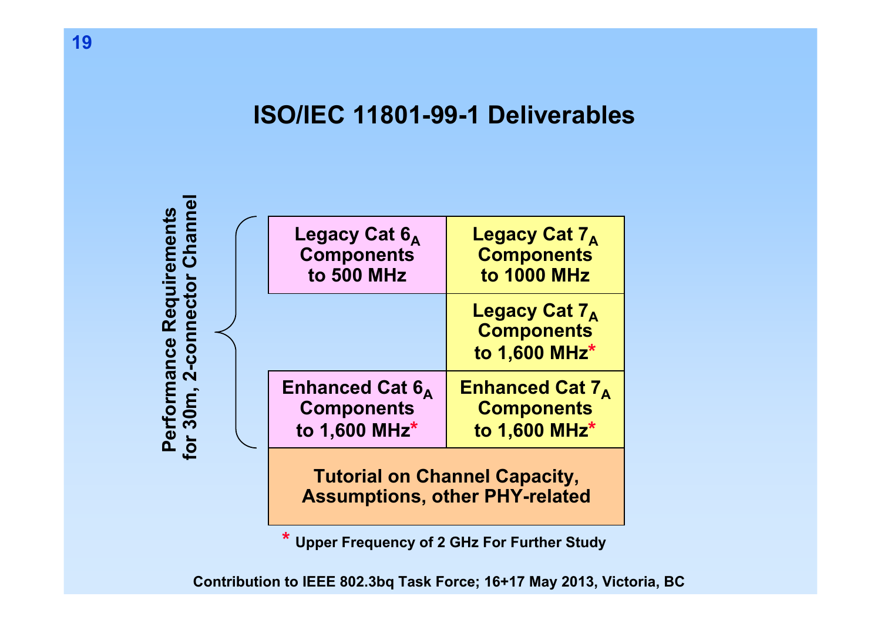# ISO/IEC 11801-99-1 Deliverables

**Performance Requirements for 30m, 2-connector Channel**

| | |
|---|---|
| Legacy Cat $6_A$ Components to 500 MHz | Legacy Cat $7_A$ Components to 1000 MHz |
| | Legacy Cat $7_A$ Components to 1,600 MHz* |
| Enhanced Cat $6_A$ Components to 1,600 MHz* | Enhanced Cat $7_A$ Components to 1,600 MHz* |

**Tutorial on Channel Capacity, Assumptions, other PHY-related**

\* Upper Frequency of 2 GHz For Further Study

Contribution to IEEE 802.3bq Task Force; 16+17 May 2013, Victoria, BC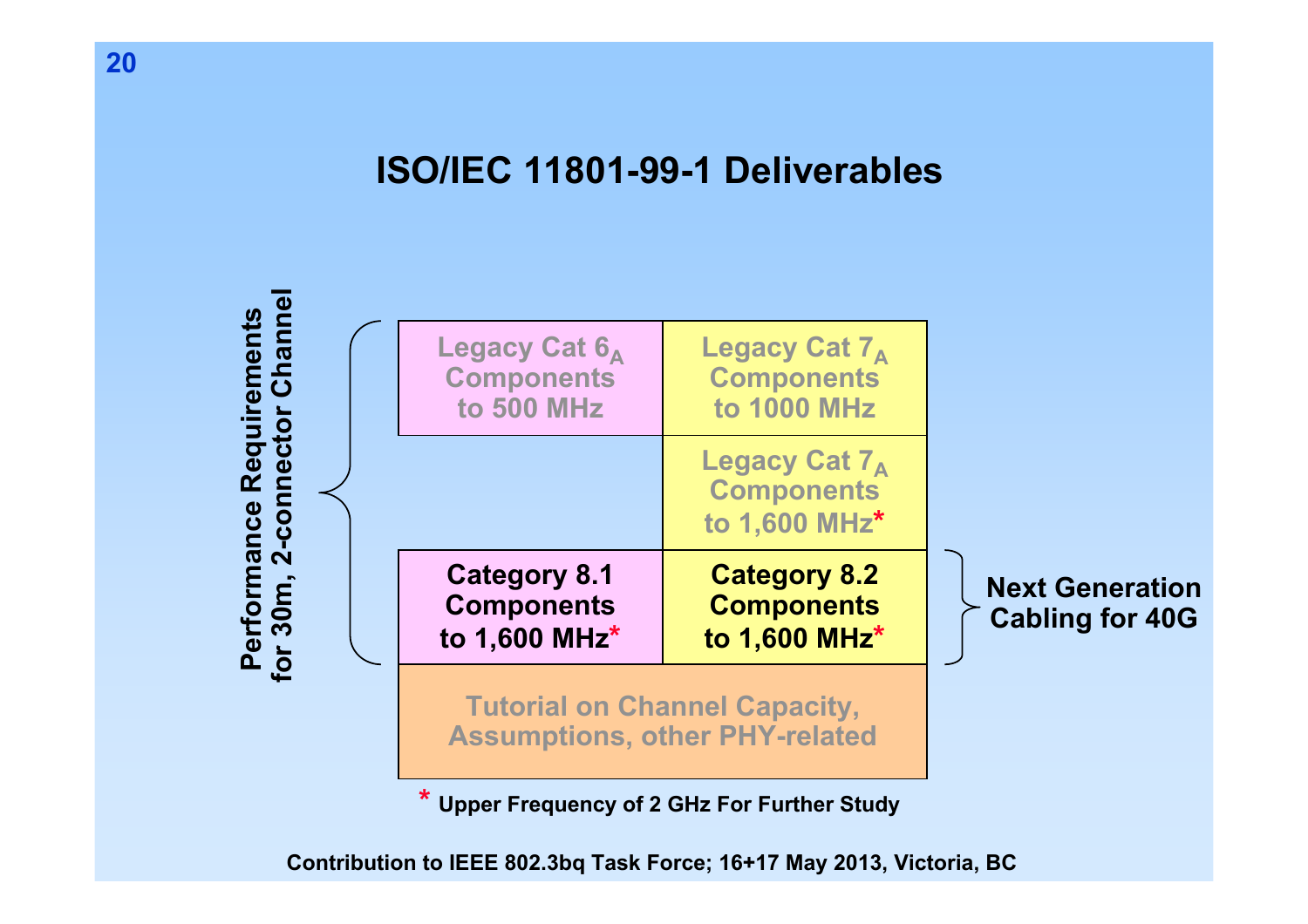# ISO/IEC 11801-99-1 Deliverables

**Performance Requirements for 30m, 2-connector Channel**

| | |
|---|---|
| Legacy Cat $6_A$ Components to 500 MHz | Legacy Cat $7_A$ Components to 1000 MHz |
| | Legacy Cat $7_A$ Components to 1,600 MHz* |
| **Category 8.1 Components to 1,600 MHz*** | **Category 8.2 Components to 1,600 MHz*** |
| Tutorial on Channel Capacity, Assumptions, other PHY-related | |

**Next Generation Cabling for 40G** (Category 8.1 and Category 8.2 Components)

\* **Upper Frequency of 2 GHz For Further Study**

**Contribution to IEEE 802.3bq Task Force; 16+17 May 2013, Victoria, BC**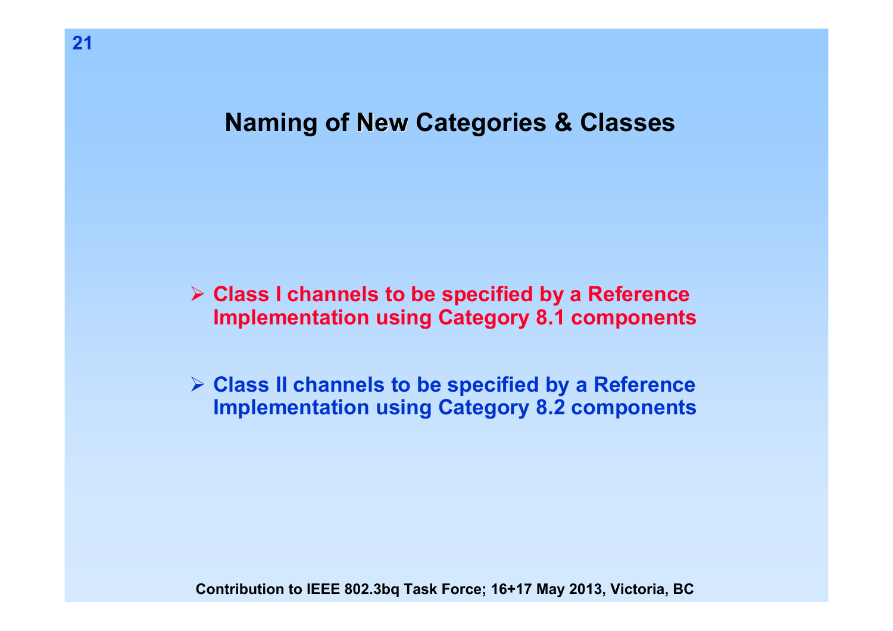# Naming of New Categories & Classes

- Class I channels to be specified by a Reference Implementation using Category 8.1 components

- Class II channels to be specified by a Reference Implementation using Category 8.2 components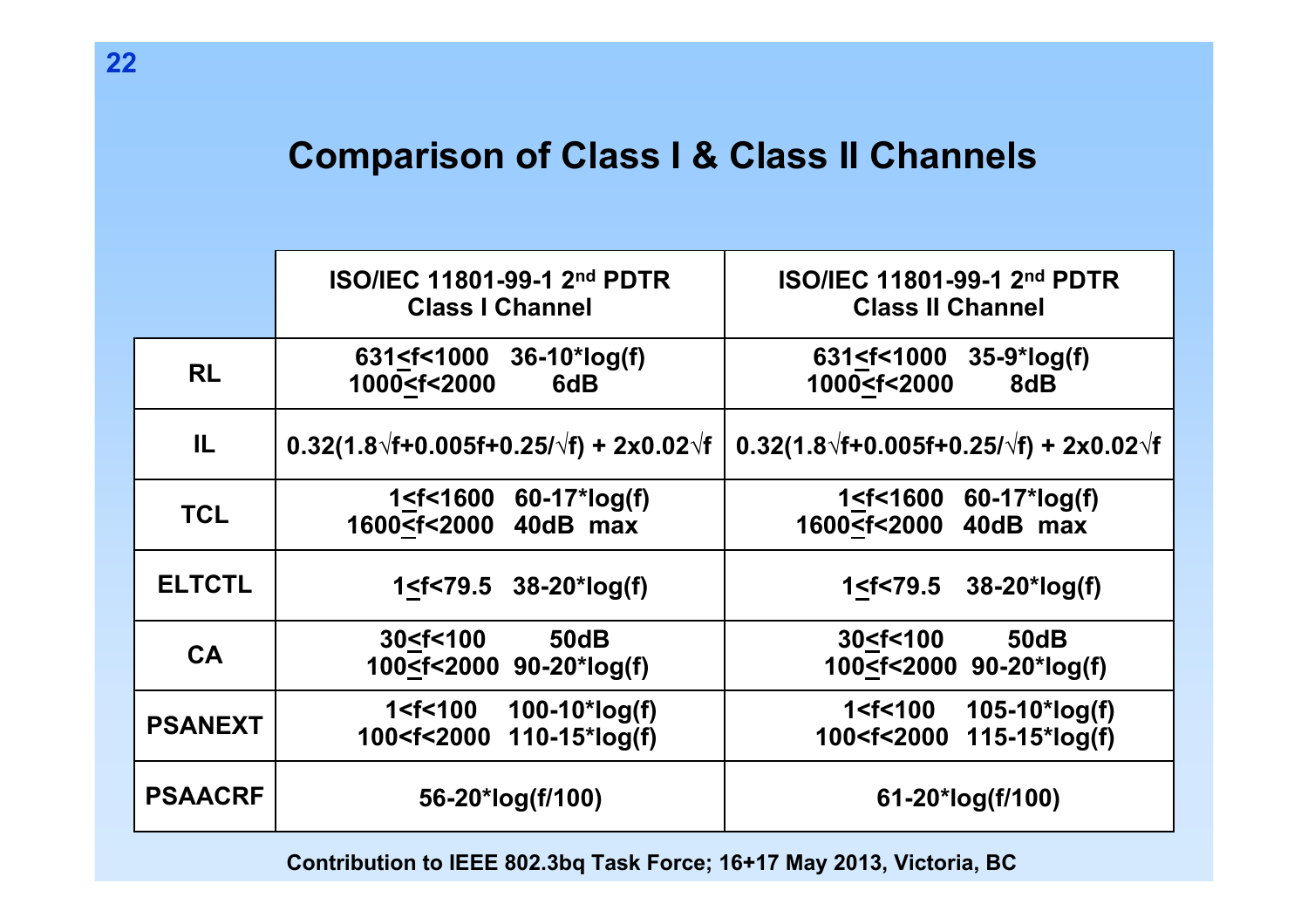# Comparison of Class I & Class II Channels

| | ISO/IEC 11801-99-1 2nd PDTR Class I Channel | ISO/IEC 11801-99-1 2nd PDTR Class II Channel |
|---|---|---|
| **RL** | $631 \le f < 1000$ 36-10*log(f)<br>$1000 \le f < 2000$ 6dB | $631 \le f < 1000$ 35-9*log(f)<br>$1000 \le f < 2000$ 8dB |
| **IL** | $0.32(1.8\sqrt{f}+0.005f+0.25/\sqrt{f}) + 2\text{x}0.02\sqrt{f}$ | $0.32(1.8\sqrt{f}+0.005f+0.25/\sqrt{f}) + 2\text{x}0.02\sqrt{f}$ |
| **TCL** | $1 \le f < 1600$ 60-17*log(f)<br>$1600 \le f < 2000$ 40dB max | $1 \le f < 1600$ 60-17*log(f)<br>$1600 \le f < 2000$ 40dB max |
| **ELTCTL** | $1 \le f < 79.5$ 38-20*log(f) | $1 \le f < 79.5$ 38-20*log(f) |
| **CA** | $30 \le f < 100$ 50dB<br>$100 \le f < 2000$ 90-20*log(f) | $30 \le f < 100$ 50dB<br>$100 \le f < 2000$ 90-20*log(f) |
| **PSANEXT** | $1 < f < 100$ 100-10*log(f)<br>$100 < f < 2000$ 110-15*log(f) | $1 < f < 100$ 105-10*log(f)<br>$100 < f < 2000$ 115-15*log(f) |
| **PSAACRF** | 56-20*log(f/100) | 61-20*log(f/100) |

Contribution to IEEE 802.3bq Task Force; 16+17 May 2013, Victoria, BC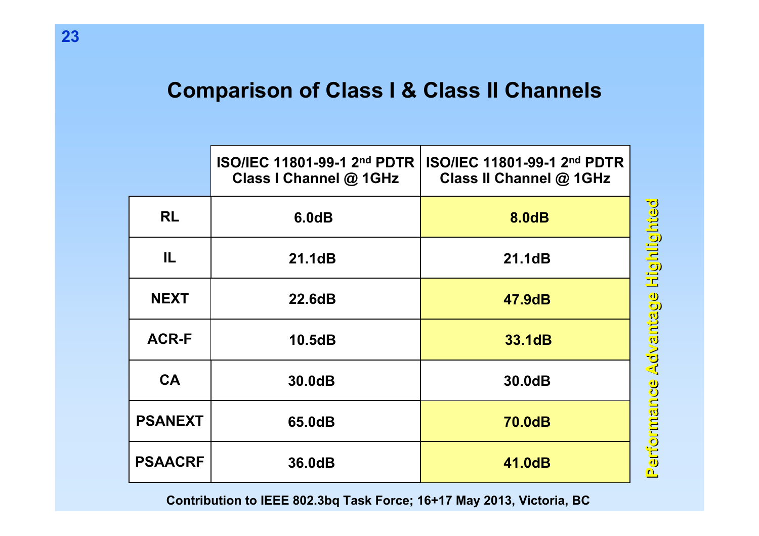# Comparison of Class I & Class II Channels

| | ISO/IEC 11801-99-1 2nd PDTR Class I Channel @ 1GHz | ISO/IEC 11801-99-1 2nd PDTR Class II Channel @ 1GHz |
|---|---|---|
| RL | 6.0dB | 8.0dB |
| IL | 21.1dB | 21.1dB |
| NEXT | 22.6dB | 47.9dB |
| ACR-F | 10.5dB | 33.1dB |
| CA | 30.0dB | 30.0dB |
| PSANEXT | 65.0dB | 70.0dB |
| PSAACRF | 36.0dB | 41.0dB |

Performance Advantage Highlighted

Contribution to IEEE 802.3bq Task Force; 16+17 May 2013, Victoria, BC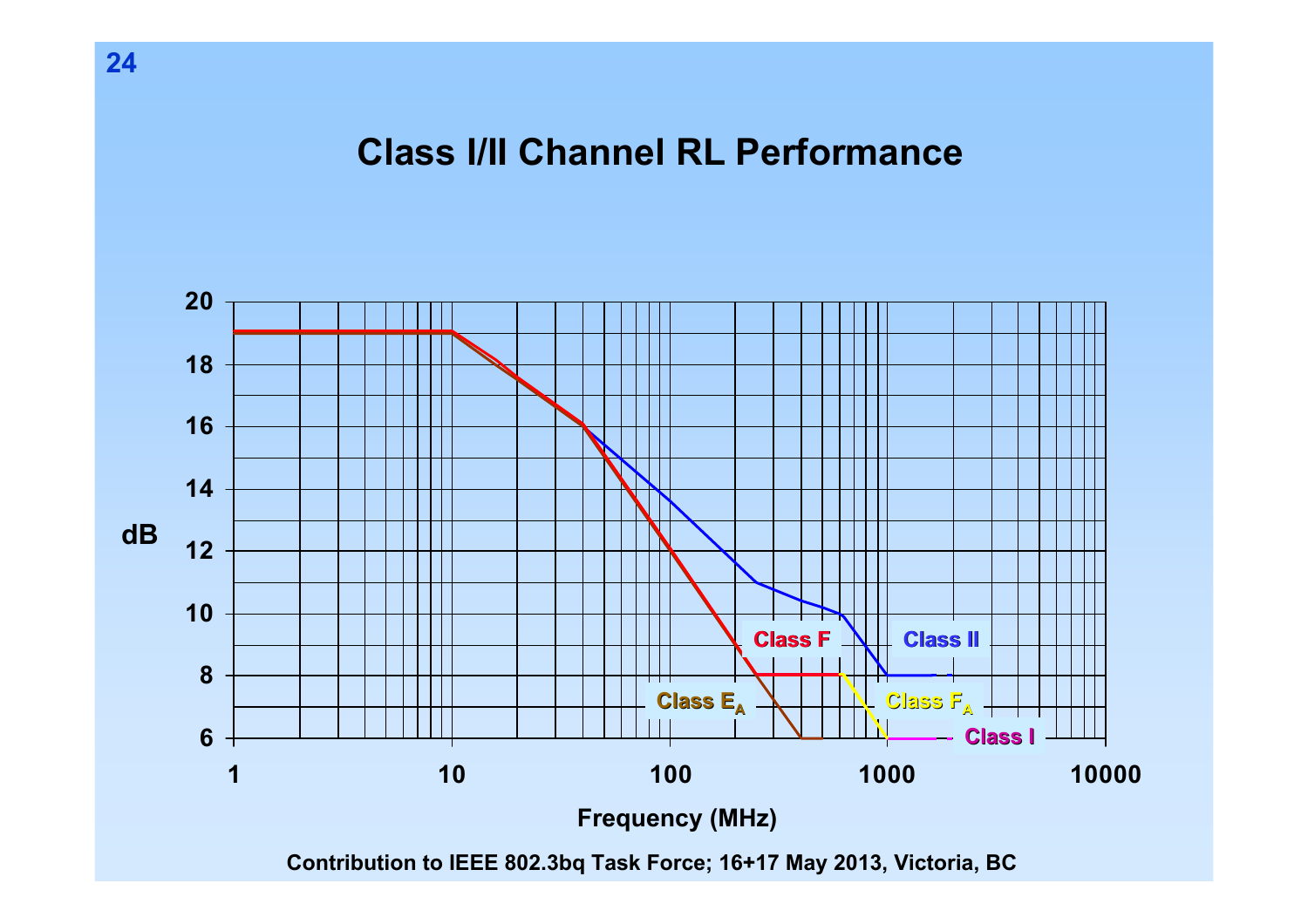# Class I/II Channel RL Performance

Frequency (MHz) | dB

Class F, Class II, Class $E_A$, Class $F_A$, Class I

Contribution to IEEE 802.3bq Task Force; 16+17 May 2013, Victoria, BC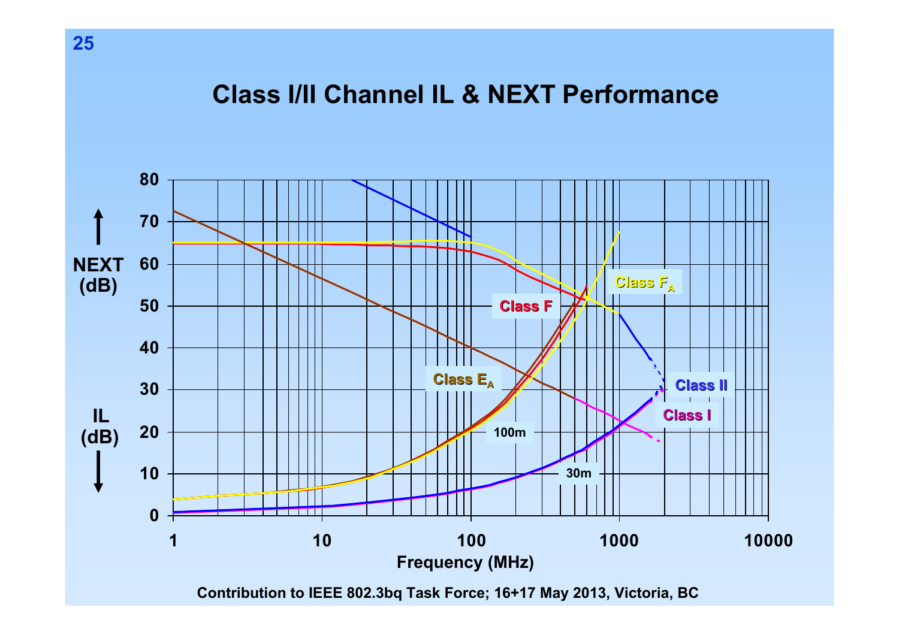# Class I/II Channel IL & NEXT Performance

NEXT (dB) ↑

IL (dB) ↓

80
70
60
50
40
30
20
10
0

1 10 100 1000 10000

Frequency (MHz)

Class $F_A$

Class F

Class $E_A$

Class II

Class I

100m

30m

Contribution to IEEE 802.3bq Task Force; 16+17 May 2013, Victoria, BC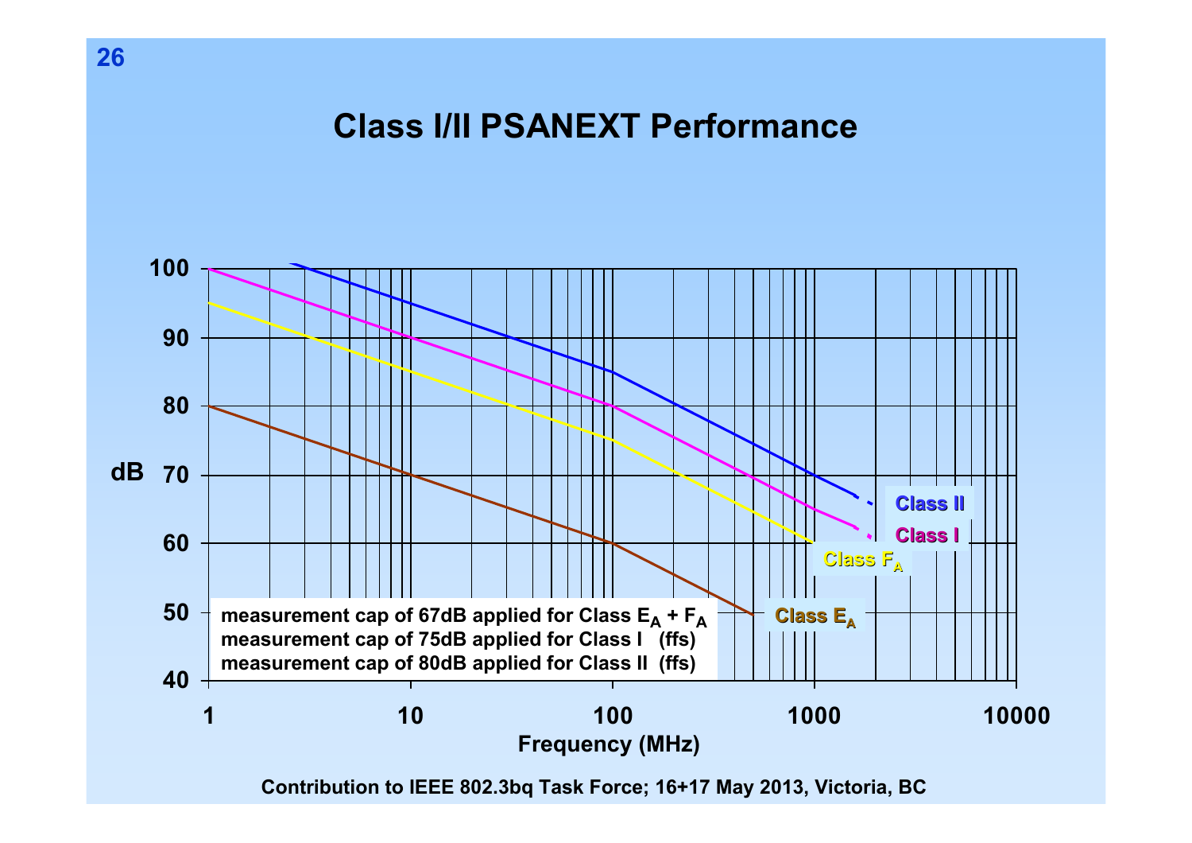# Class I/II PSANEXT Performance

measurement cap of 67dB applied for Class $E_A$ + $F_A$
measurement cap of 75dB applied for Class I (ffs)
measurement cap of 80dB applied for Class II (ffs)

Contribution to IEEE 802.3bq Task Force; 16+17 May 2013, Victoria, BC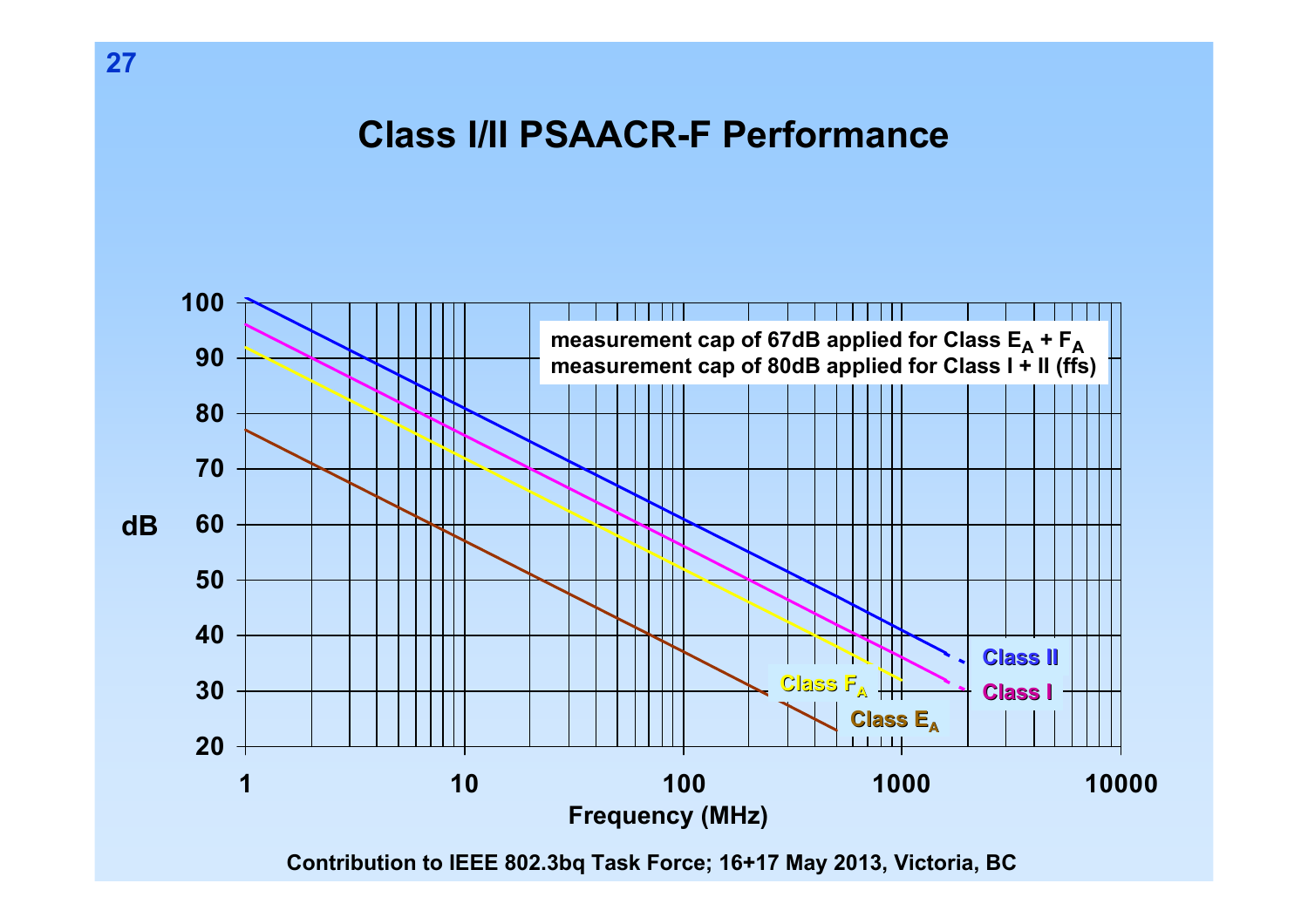# Class I/II PSAACR-F Performance

measurement cap of 67dB applied for Class $E_A$ + $F_A$
measurement cap of 80dB applied for Class I + II (ffs)

dB

100
90
80
70
60
50
40
30
20

1 10 100 1000 10000

Frequency (MHz)

Class II
Class I
Class $F_A$
Class $E_A$

Contribution to IEEE 802.3bq Task Force; 16+17 May 2013, Victoria, BC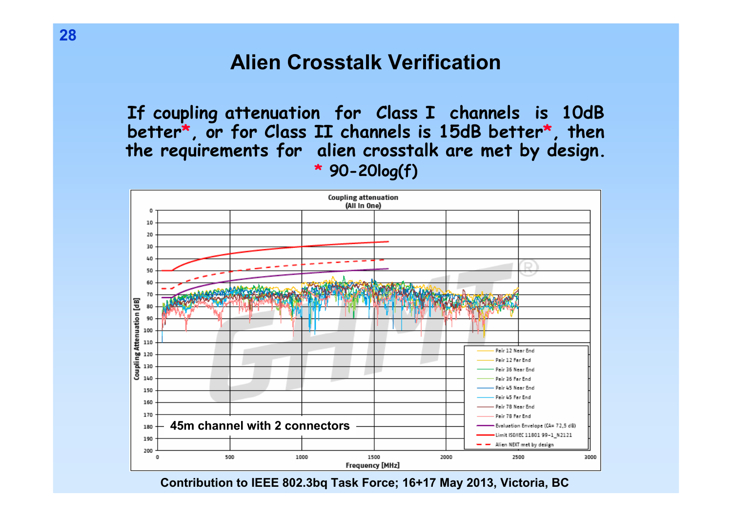# Alien Crosstalk Verification

**If coupling attenuation for Class I channels is 10dB better*, or for Class II channels is 15dB better*, then the requirements for alien crosstalk are met by design.**

**\* 90-20log(f)**

Coupling attenuation
(All In One)

45m channel with 2 connectors

Contribution to IEEE 802.3bq Task Force; 16+17 May 2013, Victoria, BC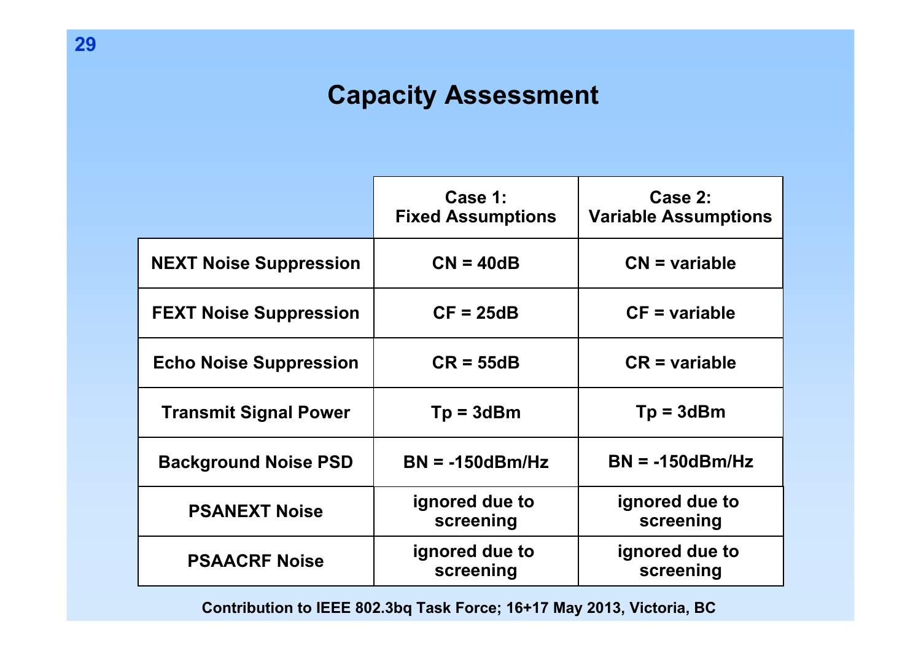# Capacity Assessment

| | Case 1: Fixed Assumptions | Case 2: Variable Assumptions |
|---|---|---|
| NEXT Noise Suppression | CN = 40dB | CN = variable |
| FEXT Noise Suppression | CF = 25dB | CF = variable |
| Echo Noise Suppression | CR = 55dB | CR = variable |
| Transmit Signal Power | Tp = 3dBm | Tp = 3dBm |
| Background Noise PSD | BN = -150dBm/Hz | BN = -150dBm/Hz |
| PSANEXT Noise | ignored due to screening | ignored due to screening |
| PSAACRF Noise | ignored due to screening | ignored due to screening |

Contribution to IEEE 802.3bq Task Force; 16+17 May 2013, Victoria, BC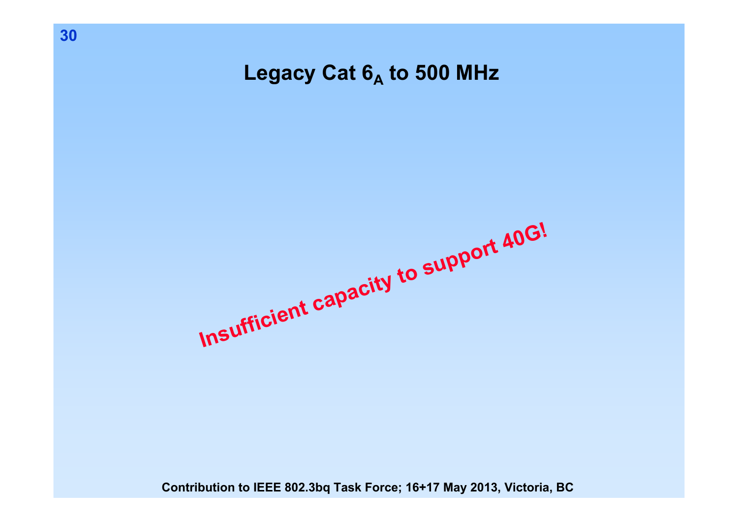# Legacy Cat $6_A$ to 500 MHz

**Insufficient capacity to support 40G!**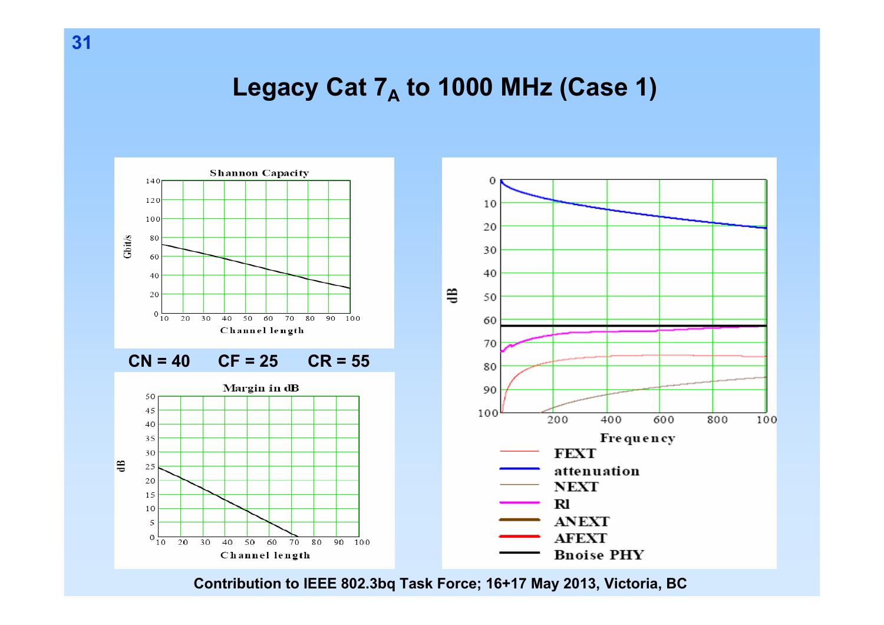# Legacy Cat $7_A$ to 1000 MHz (Case 1)

**CN = 40 CF = 25 CR = 55**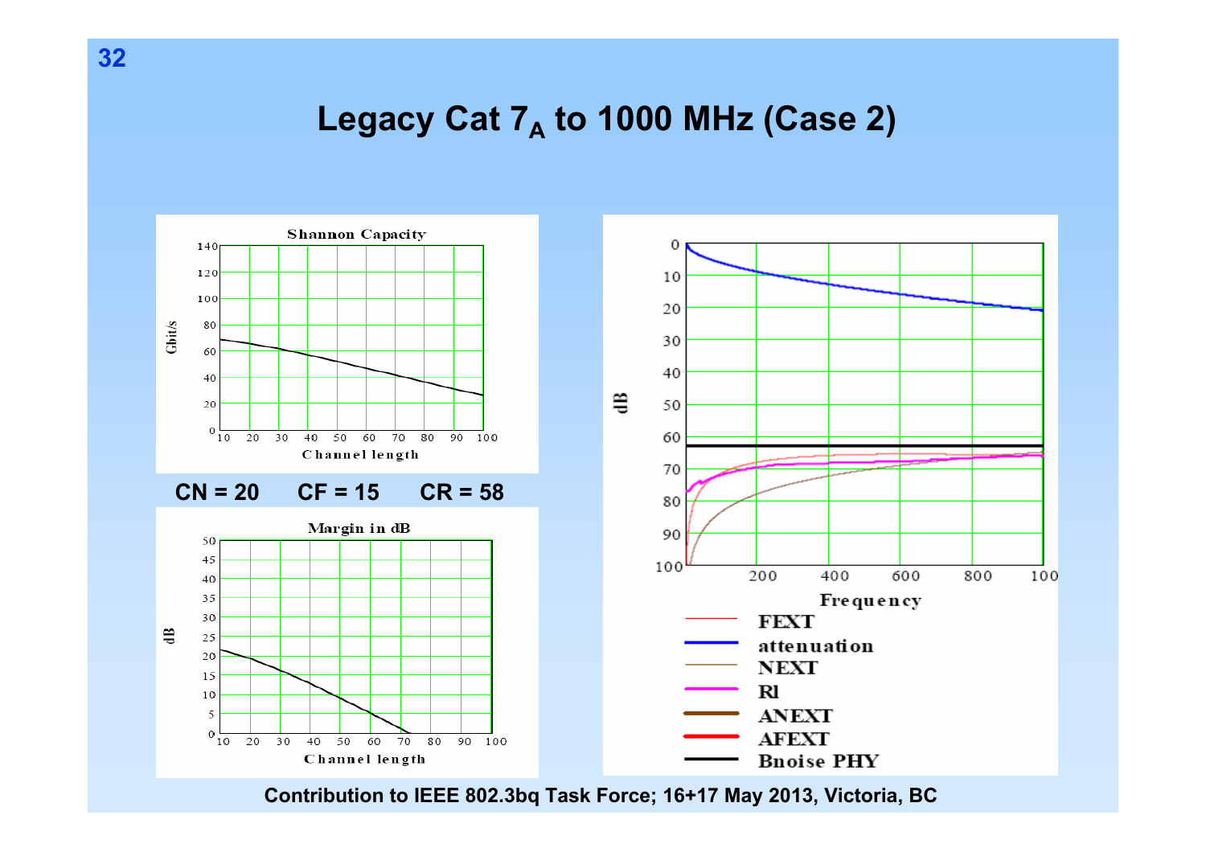# Legacy Cat $7_A$ to 1000 MHz (Case 2)

CN = 20     CF = 15     CR = 58

Contribution to IEEE 802.3bq Task Force; 16+17 May 2013, Victoria, BC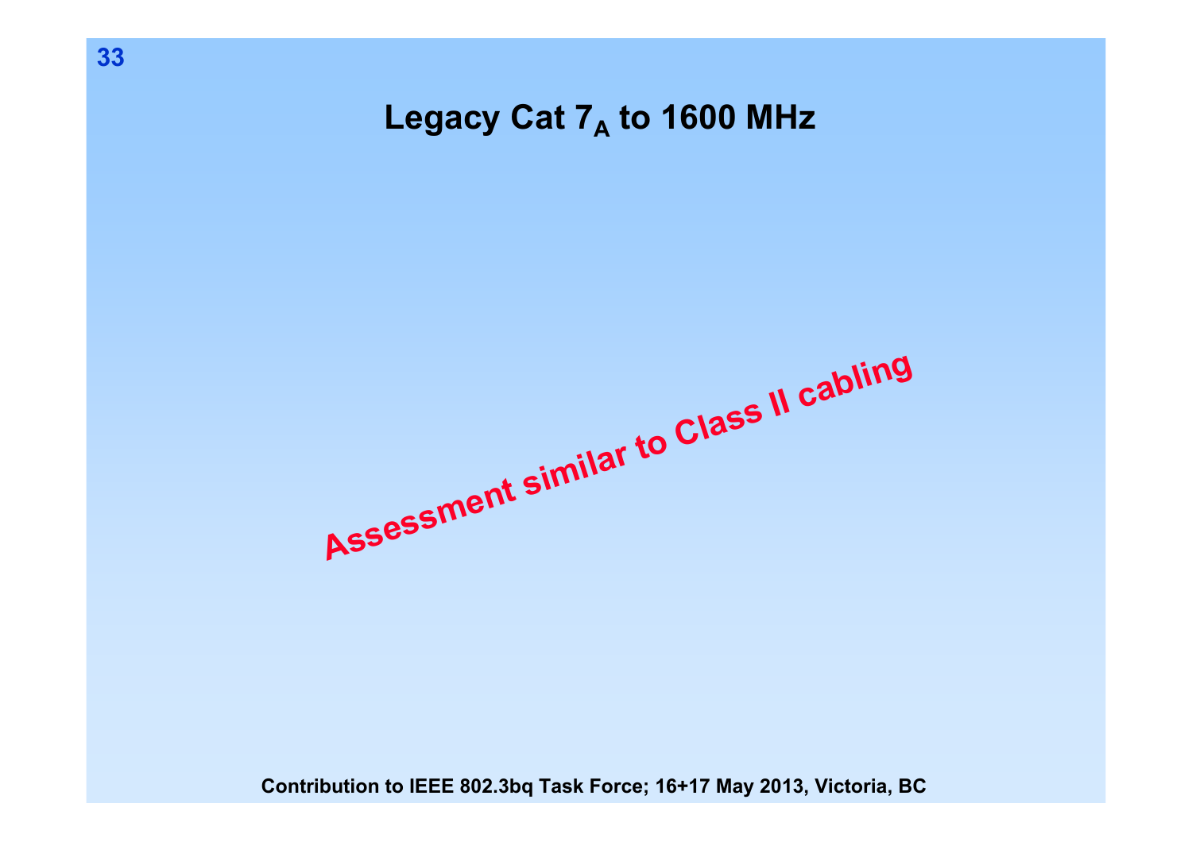# Legacy Cat $7_A$ to 1600 MHz

**Assessment similar to Class II cabling**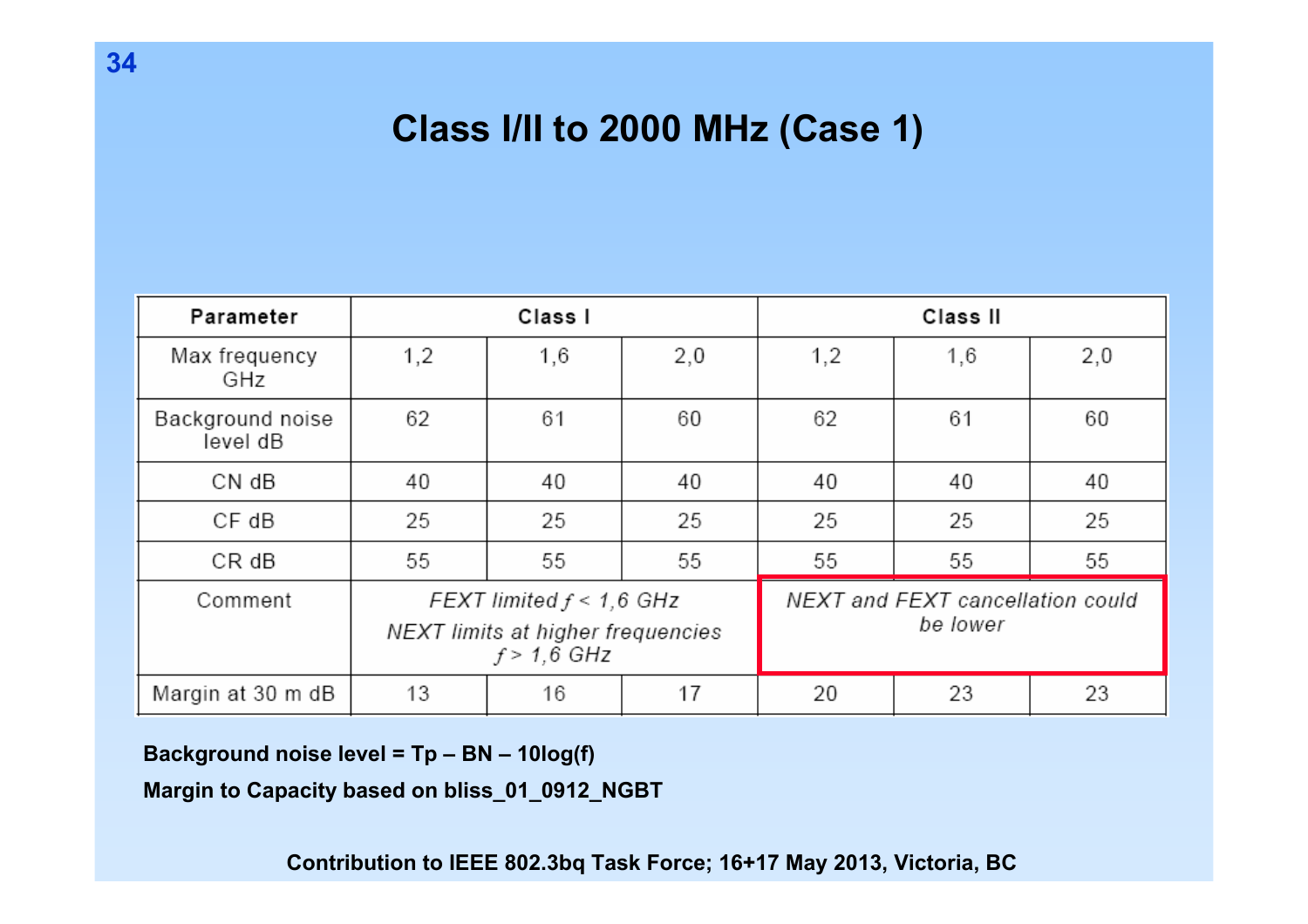# Class I/II to 2000 MHz (Case 1)

| Parameter | Class I | | | Class II | | |
|---|---|---|---|---|---|---|
| Max frequency GHz | 1,2 | 1,6 | 2,0 | 1,2 | 1,6 | 2,0 |
| Background noise level dB | 62 | 61 | 60 | 62 | 61 | 60 |
| CN dB | 40 | 40 | 40 | 40 | 40 | 40 |
| CF dB | 25 | 25 | 25 | 25 | 25 | 25 |
| CR dB | 55 | 55 | 55 | 55 | 55 | 55 |
| Comment | *FEXT limited $f$ < 1,6 GHz* *NEXT limits at higher frequencies $f$ > 1,6 GHz* | | | *NEXT and FEXT cancellation could be lower* | | |
| Margin at 30 m dB | 13 | 16 | 17 | 20 | 23 | 23 |

**Background noise level = Tp – BN – 10log(f)**

**Margin to Capacity based on bliss_01_0912_NGBT**

**Contribution to IEEE 802.3bq Task Force; 16+17 May 2013, Victoria, BC**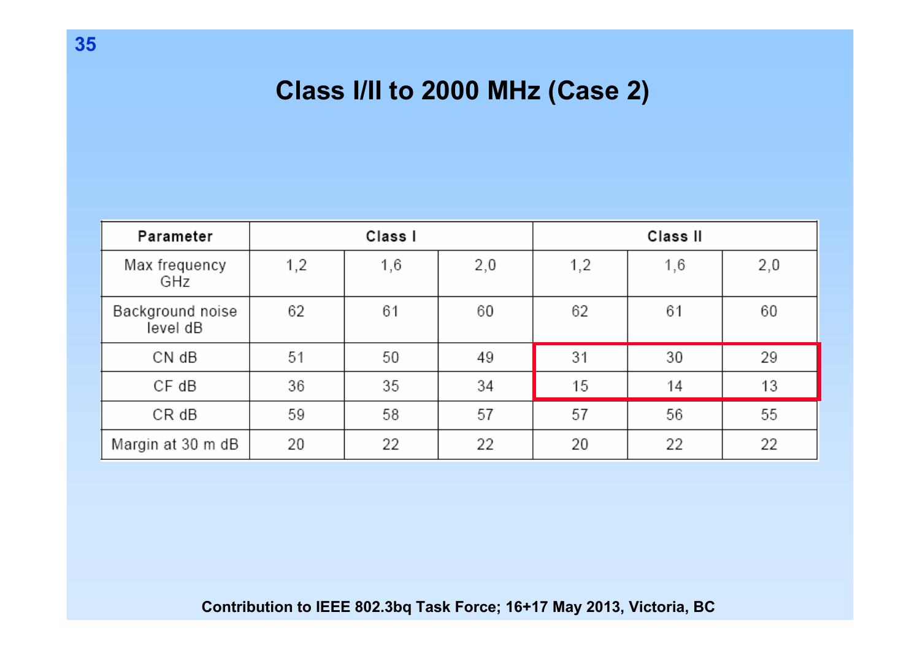# Class I/II to 2000 MHz (Case 2)

| Parameter | Class I | | | Class II | | |
|---|---|---|---|---|---|---|
| Max frequency GHz | 1,2 | 1,6 | 2,0 | 1,2 | 1,6 | 2,0 |
| Background noise level dB | 62 | 61 | 60 | 62 | 61 | 60 |
| CN dB | 51 | 50 | 49 | 31 | 30 | 29 |
| CF dB | 36 | 35 | 34 | 15 | 14 | 13 |
| CR dB | 59 | 58 | 57 | 57 | 56 | 55 |
| Margin at 30 m dB | 20 | 22 | 22 | 20 | 22 | 22 |

Contribution to IEEE 802.3bq Task Force; 16+17 May 2013, Victoria, BC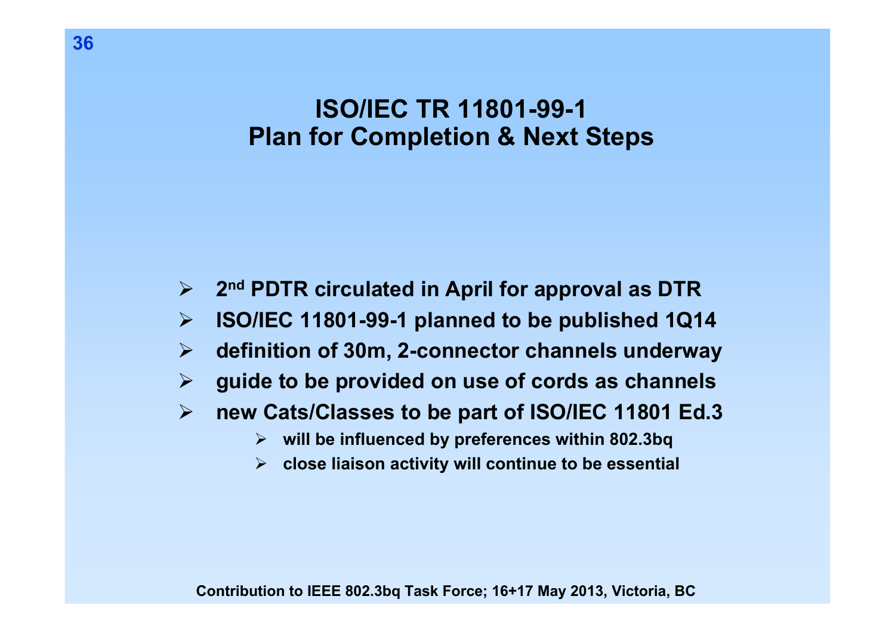# ISO/IEC TR 11801-99-1
# Plan for Completion & Next Steps

- 2[nd] PDTR circulated in April for approval as DTR
- ISO/IEC 11801-99-1 planned to be published 1Q14
- definition of 30m, 2-connector channels underway
- guide to be provided on use of cords as channels
- new Cats/Classes to be part of ISO/IEC 11801 Ed.3
  - will be influenced by preferences within 802.3bq
  - close liaison activity will continue to be essential